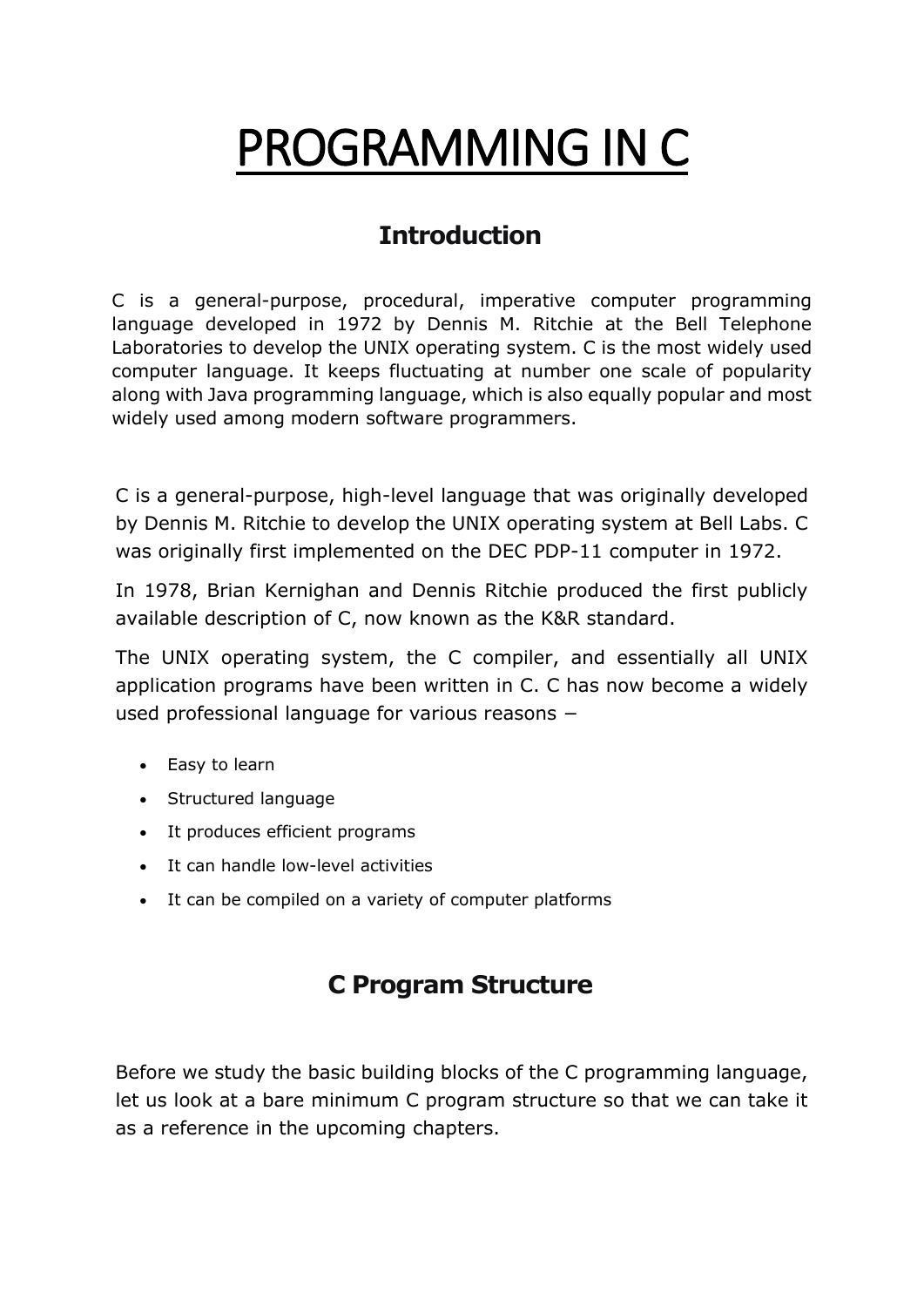# PROGRAMMING IN C

## Introduction

C is a general-purpose, procedural, imperative computer programming language developed in 1972 by Dennis M. Ritchie at the Bell Telephone Laboratories to develop the UNIX operating system. C is the most widely used computer language. It keeps fluctuating at number one scale of popularity along with Java programming language, which is also equally popular and most widely used among modern software programmers.

C is a general-purpose, high-level language that was originally developed by Dennis M. Ritchie to develop the UNIX operating system at Bell Labs. C was originally first implemented on the DEC PDP-11 computer in 1972.

In 1978, Brian Kernighan and Dennis Ritchie produced the first publicly available description of C, now known as the K&R standard.

The UNIX operating system, the C compiler, and essentially all UNIX application programs have been written in C. C has now become a widely used professional language for various reasons −

- Easy to learn
- Structured language
- It produces efficient programs
- It can handle low-level activities
- It can be compiled on a variety of computer platforms

## C Program Structure

Before we study the basic building blocks of the C programming language, let us look at a bare minimum C program structure so that we can take it as a reference in the upcoming chapters.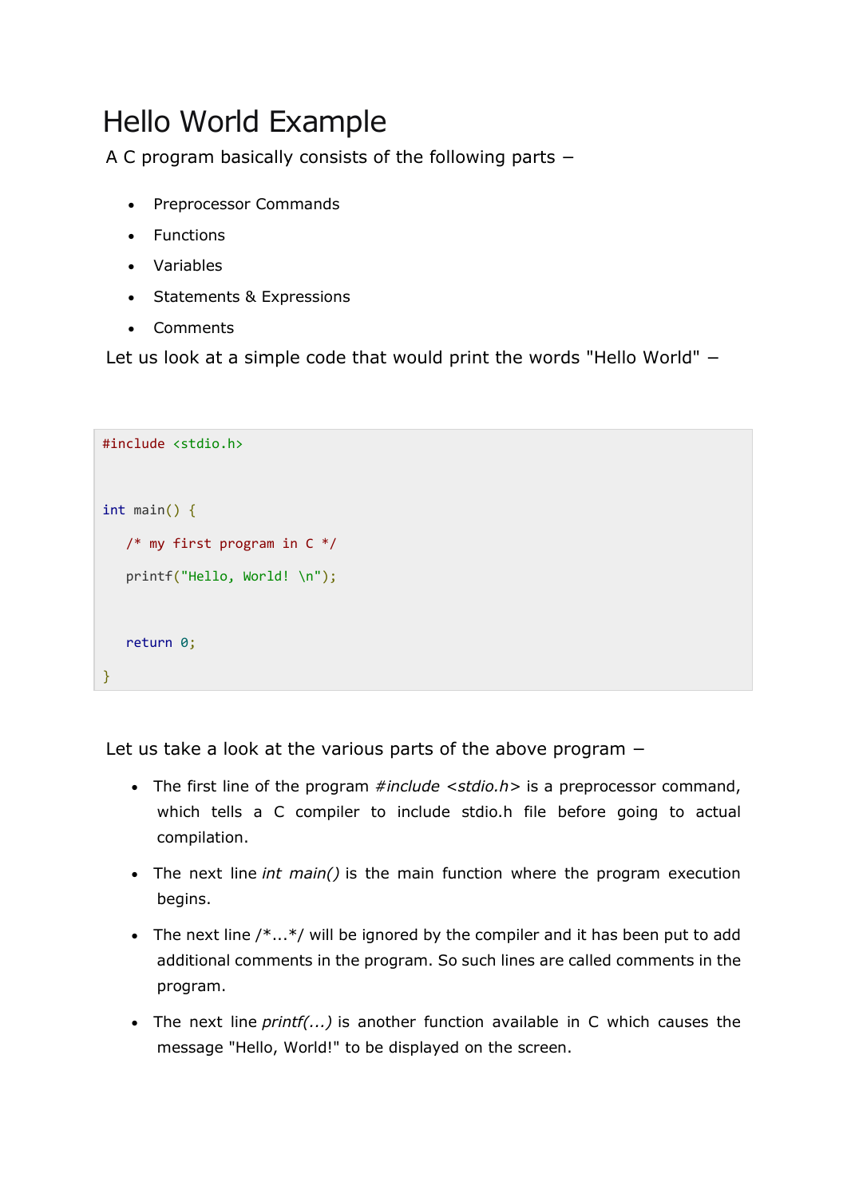# Hello World Example

A C program basically consists of the following parts −

- Preprocessor Commands
- Functions
- Variables
- Statements & Expressions
- Comments

Let us look at a simple code that would print the words "Hello World" −

```
#include <stdio.h>

int main() {
   /* my first program in C */
   printf("Hello, World! \n");

   return 0;
}
```

Let us take a look at the various parts of the above program −

- The first line of the program *#include <stdio.h>* is a preprocessor command, which tells a C compiler to include stdio.h file before going to actual compilation.
- The next line *int main()* is the main function where the program execution begins.
- The next line /*...*/ will be ignored by the compiler and it has been put to add additional comments in the program. So such lines are called comments in the program.
- The next line *printf(...)* is another function available in C which causes the message "Hello, World!" to be displayed on the screen.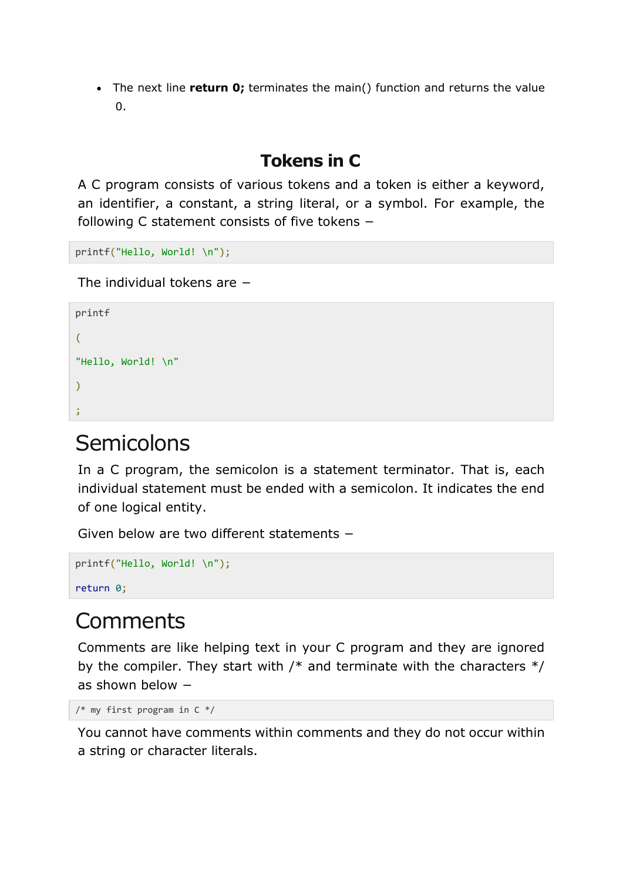- The next line **return 0;** terminates the main() function and returns the value 0.

## Tokens in C

A C program consists of various tokens and a token is either a keyword, an identifier, a constant, a string literal, or a symbol. For example, the following C statement consists of five tokens −

```
printf("Hello, World! \n");
```

The individual tokens are −

```
printf

(

"Hello, World! \n"

)

;
```

# Semicolons

In a C program, the semicolon is a statement terminator. That is, each individual statement must be ended with a semicolon. It indicates the end of one logical entity.

Given below are two different statements −

```
printf("Hello, World! \n");

return 0;
```

# Comments

Comments are like helping text in your C program and they are ignored by the compiler. They start with /* and terminate with the characters */ as shown below −

```
/* my first program in C */
```

You cannot have comments within comments and they do not occur within a string or character literals.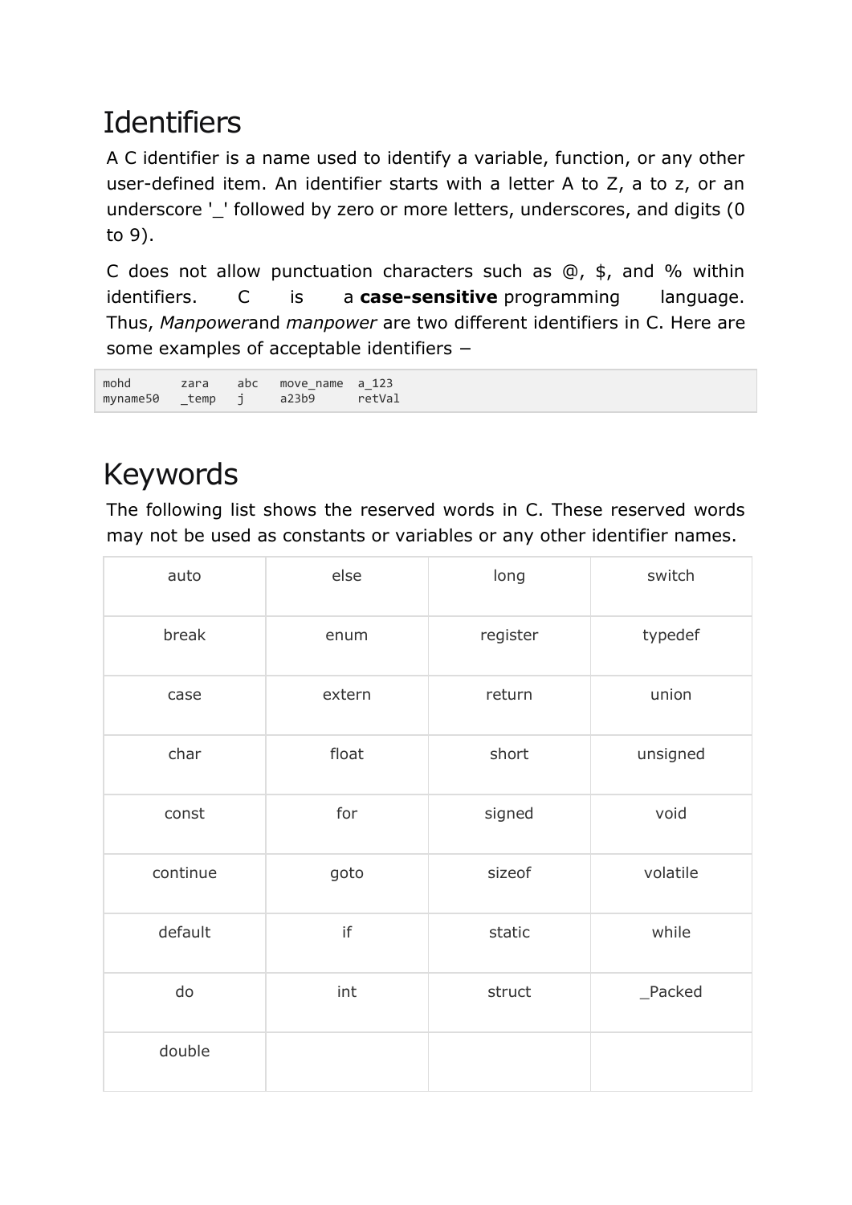# Identifiers

A C identifier is a name used to identify a variable, function, or any other user-defined item. An identifier starts with a letter A to Z, a to z, or an underscore '_' followed by zero or more letters, underscores, and digits (0 to 9).

C does not allow punctuation characters such as @, $, and % within identifiers. C is a **case-sensitive** programming language. Thus, *Manpower*and *manpower* are two different identifiers in C. Here are some examples of acceptable identifiers −

```
mohd       zara    abc   move_name  a_123
myname50   _temp   j     a23b9      retVal
```

# Keywords

The following list shows the reserved words in C. These reserved words may not be used as constants or variables or any other identifier names.

| | | | |
|---|---|---|---|
| auto | else | long | switch |
| break | enum | register | typedef |
| case | extern | return | union |
| char | float | short | unsigned |
| const | for | signed | void |
| continue | goto | sizeof | volatile |
| default | if | static | while |
| do | int | struct | _Packed |
| double | | | |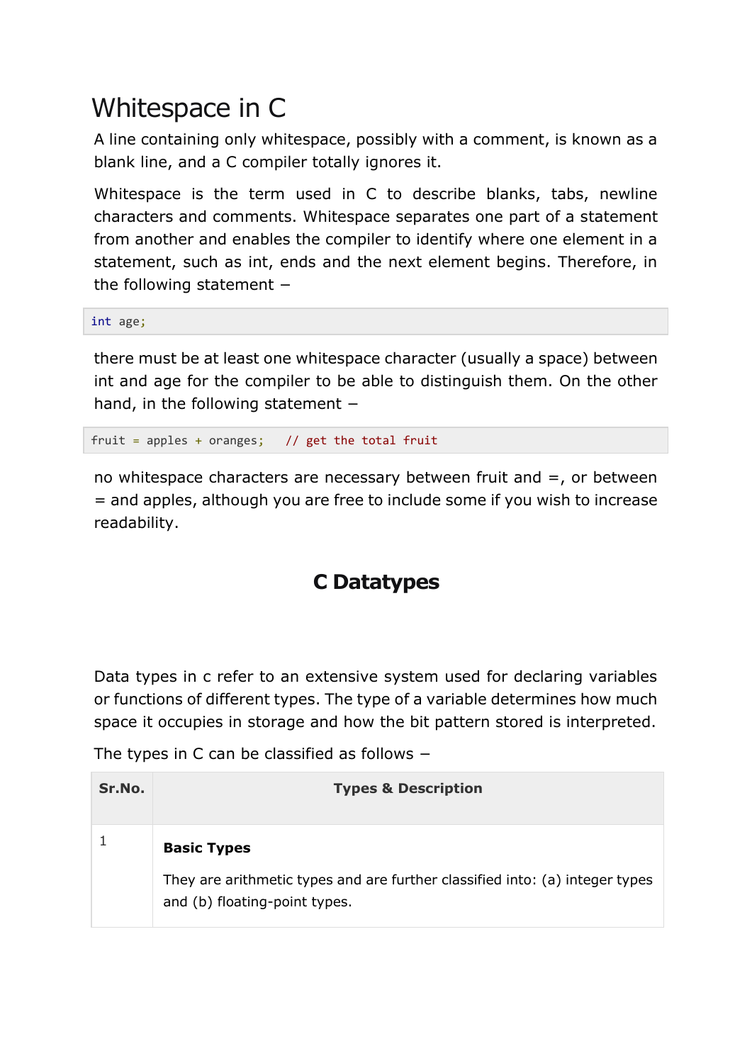# Whitespace in C

A line containing only whitespace, possibly with a comment, is known as a blank line, and a C compiler totally ignores it.

Whitespace is the term used in C to describe blanks, tabs, newline characters and comments. Whitespace separates one part of a statement from another and enables the compiler to identify where one element in a statement, such as int, ends and the next element begins. Therefore, in the following statement –

```
int age;
```

there must be at least one whitespace character (usually a space) between int and age for the compiler to be able to distinguish them. On the other hand, in the following statement –

```
fruit = apples + oranges;   // get the total fruit
```

no whitespace characters are necessary between fruit and =, or between = and apples, although you are free to include some if you wish to increase readability.

## C Datatypes

Data types in c refer to an extensive system used for declaring variables or functions of different types. The type of a variable determines how much space it occupies in storage and how the bit pattern stored is interpreted.

The types in C can be classified as follows –

| Sr.No. | Types & Description |
|---|---|
| 1 | **Basic Types**<br>They are arithmetic types and are further classified into: (a) integer types and (b) floating-point types. |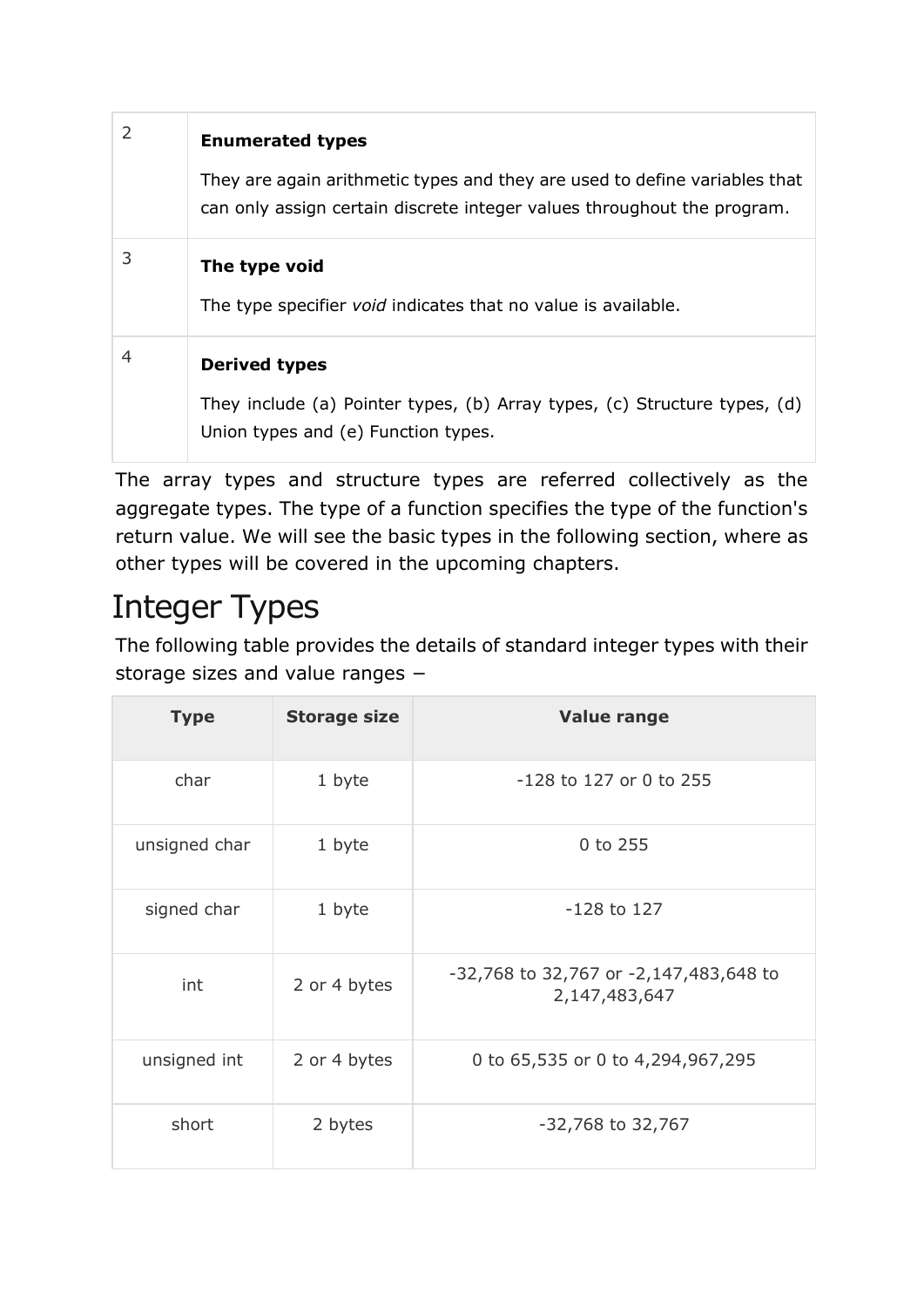| | |
|---|---|
| 2 | **Enumerated types**<br><br>They are again arithmetic types and they are used to define variables that can only assign certain discrete integer values throughout the program. |
| 3 | **The type void**<br><br>The type specifier *void* indicates that no value is available. |
| 4 | **Derived types**<br><br>They include (a) Pointer types, (b) Array types, (c) Structure types, (d) Union types and (e) Function types. |

The array types and structure types are referred collectively as the aggregate types. The type of a function specifies the type of the function's return value. We will see the basic types in the following section, where as other types will be covered in the upcoming chapters.

# Integer Types

The following table provides the details of standard integer types with their storage sizes and value ranges −

| Type | Storage size | Value range |
|---|---|---|
| char | 1 byte | -128 to 127 or 0 to 255 |
| unsigned char | 1 byte | 0 to 255 |
| signed char | 1 byte | -128 to 127 |
| int | 2 or 4 bytes | -32,768 to 32,767 or -2,147,483,648 to 2,147,483,647 |
| unsigned int | 2 or 4 bytes | 0 to 65,535 or 0 to 4,294,967,295 |
| short | 2 bytes | -32,768 to 32,767 |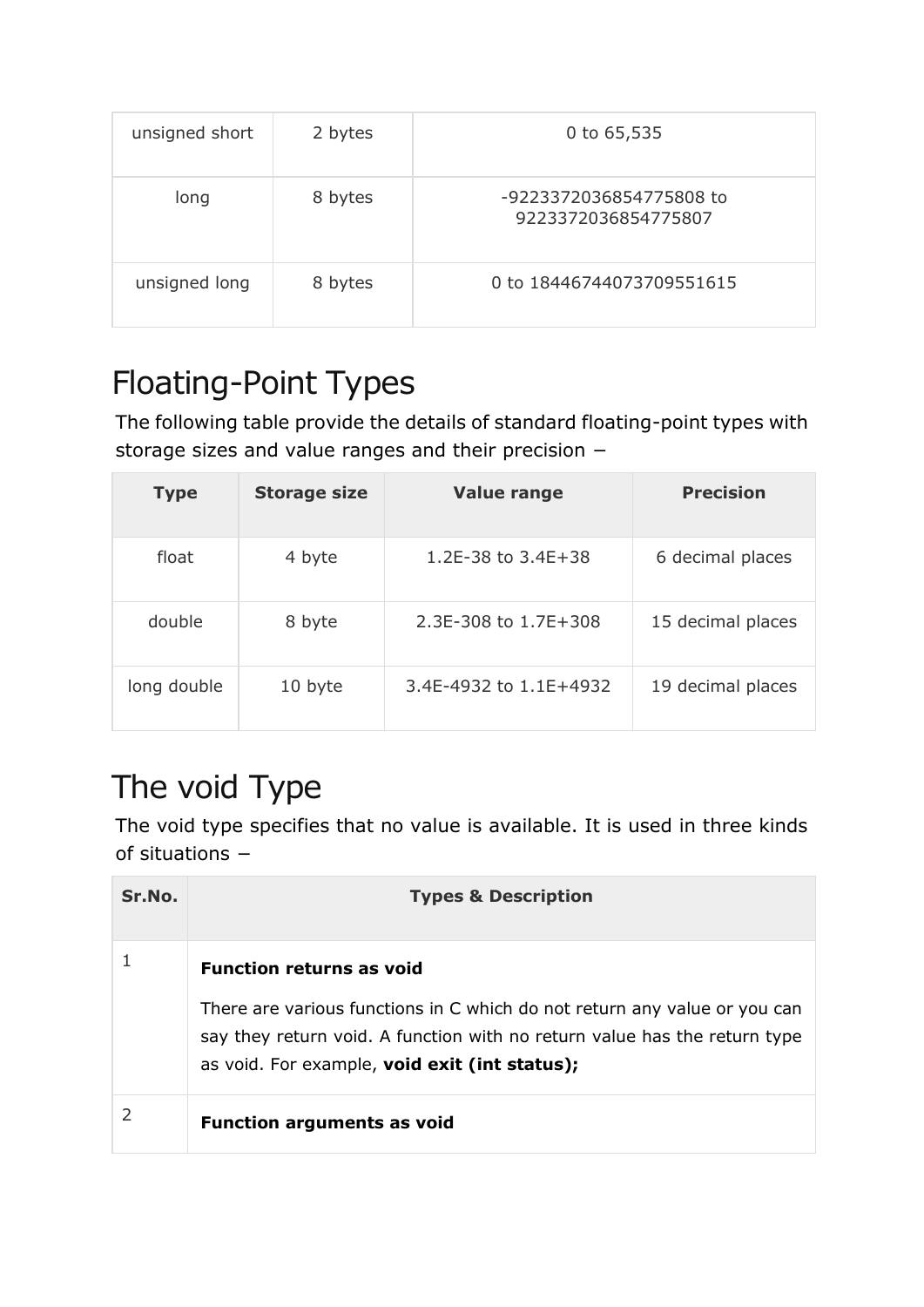| unsigned short | 2 bytes | 0 to 65,535 |
| --- | --- | --- |
| long | 8 bytes | -9223372036854775808 to 9223372036854775807 |
| unsigned long | 8 bytes | 0 to 18446744073709551615 |

## Floating-Point Types

The following table provide the details of standard floating-point types with storage sizes and value ranges and their precision −

| Type | Storage size | Value range | Precision |
| --- | --- | --- | --- |
| float | 4 byte | 1.2E-38 to 3.4E+38 | 6 decimal places |
| double | 8 byte | 2.3E-308 to 1.7E+308 | 15 decimal places |
| long double | 10 byte | 3.4E-4932 to 1.1E+4932 | 19 decimal places |

## The void Type

The void type specifies that no value is available. It is used in three kinds of situations −

| Sr.No. | Types & Description |
| --- | --- |
| 1 | **Function returns as void**<br><br>There are various functions in C which do not return any value or you can say they return void. A function with no return value has the return type as void. For example, **void exit (int status);** |
| 2 | **Function arguments as void** |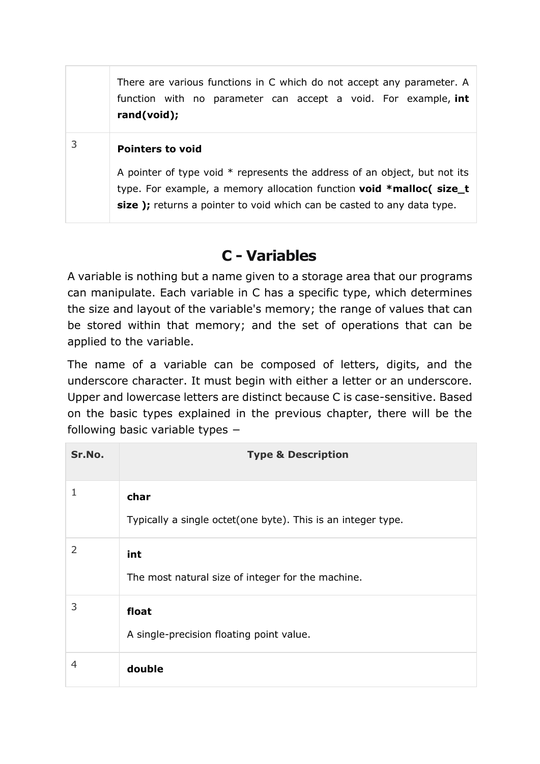|   |   |
|---|---|
|   | There are various functions in C which do not accept any parameter. A function with no parameter can accept a void. For example, **int rand(void);** |
| 3 | **Pointers to void**<br><br>A pointer of type void * represents the address of an object, but not its type. For example, a memory allocation function **void *malloc( size_t size );** returns a pointer to void which can be casted to any data type. |

# C - Variables

A variable is nothing but a name given to a storage area that our programs can manipulate. Each variable in C has a specific type, which determines the size and layout of the variable's memory; the range of values that can be stored within that memory; and the set of operations that can be applied to the variable.

The name of a variable can be composed of letters, digits, and the underscore character. It must begin with either a letter or an underscore. Upper and lowercase letters are distinct because C is case-sensitive. Based on the basic types explained in the previous chapter, there will be the following basic variable types −

| Sr.No. | Type & Description |
|---|---|
| 1 | **char**<br><br>Typically a single octet(one byte). This is an integer type. |
| 2 | **int**<br><br>The most natural size of integer for the machine. |
| 3 | **float**<br><br>A single-precision floating point value. |
| 4 | **double** |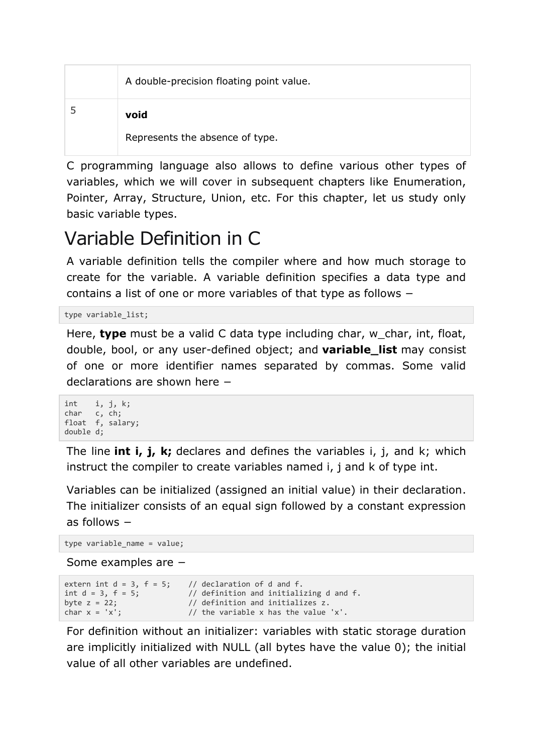|  | A double-precision floating point value. |
|---|---|
| 5 | **void**<br><br>Represents the absence of type. |

C programming language also allows to define various other types of variables, which we will cover in subsequent chapters like Enumeration, Pointer, Array, Structure, Union, etc. For this chapter, let us study only basic variable types.

# Variable Definition in C

A variable definition tells the compiler where and how much storage to create for the variable. A variable definition specifies a data type and contains a list of one or more variables of that type as follows −

```
type variable_list;
```

Here, **type** must be a valid C data type including char, w_char, int, float, double, bool, or any user-defined object; and **variable_list** may consist of one or more identifier names separated by commas. Some valid declarations are shown here −

```
int    i, j, k;
char   c, ch;
float  f, salary;
double d;
```

The line **int i, j, k;** declares and defines the variables i, j, and k; which instruct the compiler to create variables named i, j and k of type int.

Variables can be initialized (assigned an initial value) in their declaration. The initializer consists of an equal sign followed by a constant expression as follows −

```
type variable_name = value;
```

Some examples are −

```
extern int d = 3, f = 5;    // declaration of d and f.
int d = 3, f = 5;           // definition and initializing d and f.
byte z = 22;                // definition and initializes z.
char x = 'x';               // the variable x has the value 'x'.
```

For definition without an initializer: variables with static storage duration are implicitly initialized with NULL (all bytes have the value 0); the initial value of all other variables are undefined.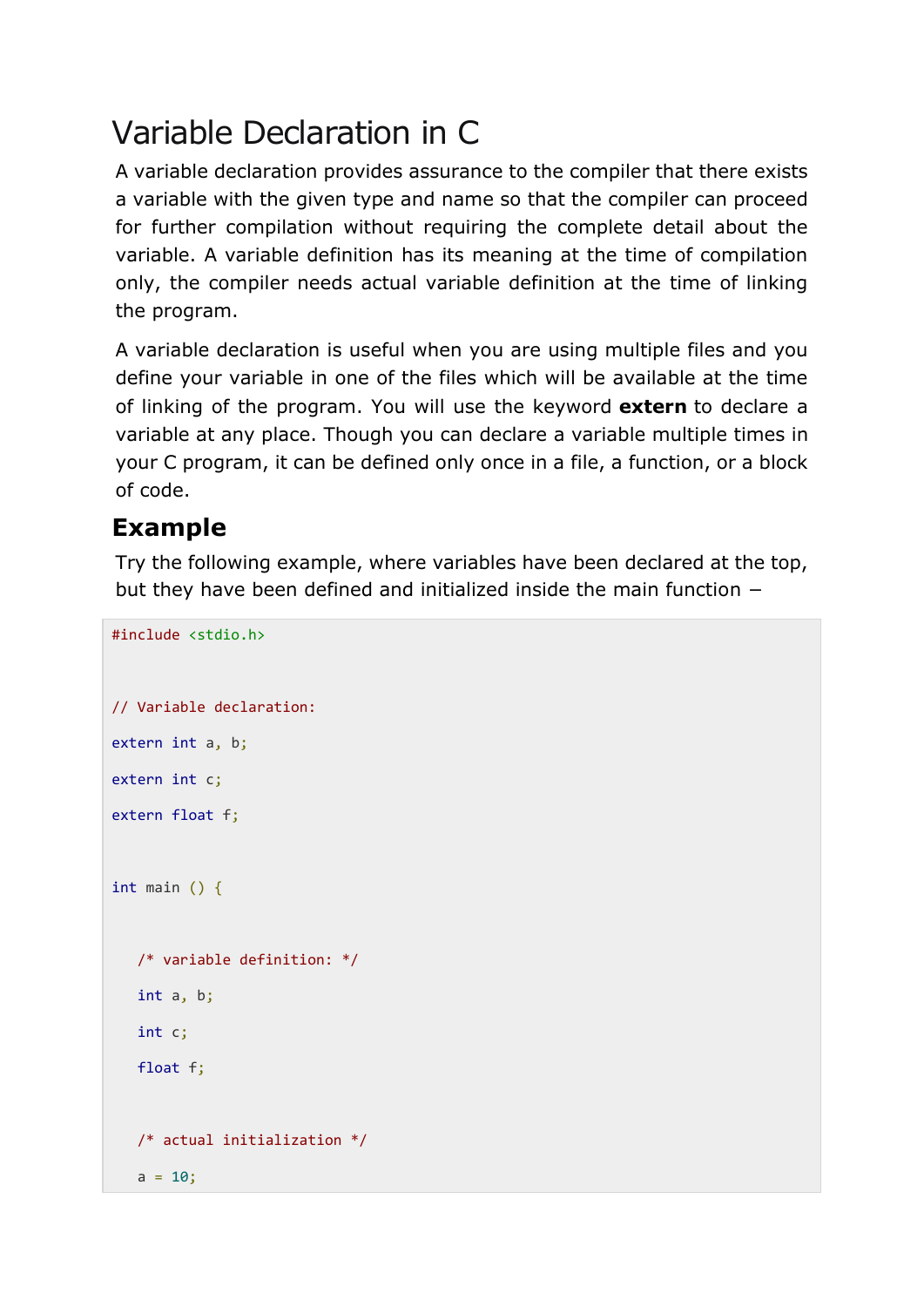# Variable Declaration in C

A variable declaration provides assurance to the compiler that there exists a variable with the given type and name so that the compiler can proceed for further compilation without requiring the complete detail about the variable. A variable definition has its meaning at the time of compilation only, the compiler needs actual variable definition at the time of linking the program.

A variable declaration is useful when you are using multiple files and you define your variable in one of the files which will be available at the time of linking of the program. You will use the keyword **extern** to declare a variable at any place. Though you can declare a variable multiple times in your C program, it can be defined only once in a file, a function, or a block of code.

## Example

Try the following example, where variables have been declared at the top, but they have been defined and initialized inside the main function –

```
#include <stdio.h>


// Variable declaration:

extern int a, b;

extern int c;

extern float f;


int main () {


   /* variable definition: */

   int a, b;

   int c;

   float f;


   /* actual initialization */

   a = 10;
```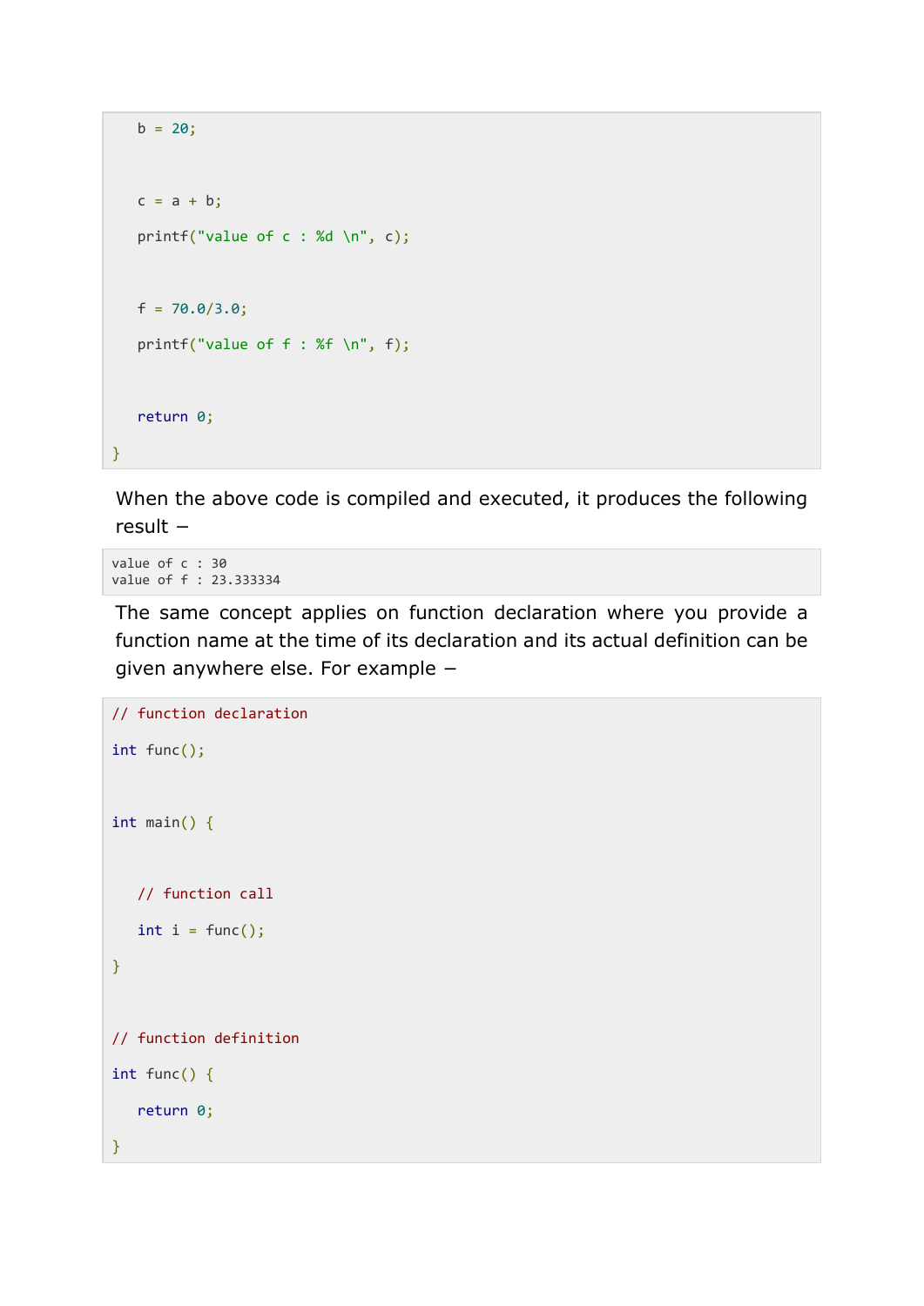```
   b = 20;


   c = a + b;

   printf("value of c : %d \n", c);


   f = 70.0/3.0;

   printf("value of f : %f \n", f);


   return 0;

}
```

When the above code is compiled and executed, it produces the following result −

```
value of c : 30
value of f : 23.333334
```

The same concept applies on function declaration where you provide a function name at the time of its declaration and its actual definition can be given anywhere else. For example −

```
// function declaration

int func();


int main() {


   // function call

   int i = func();

}


// function definition

int func() {

   return 0;

}
```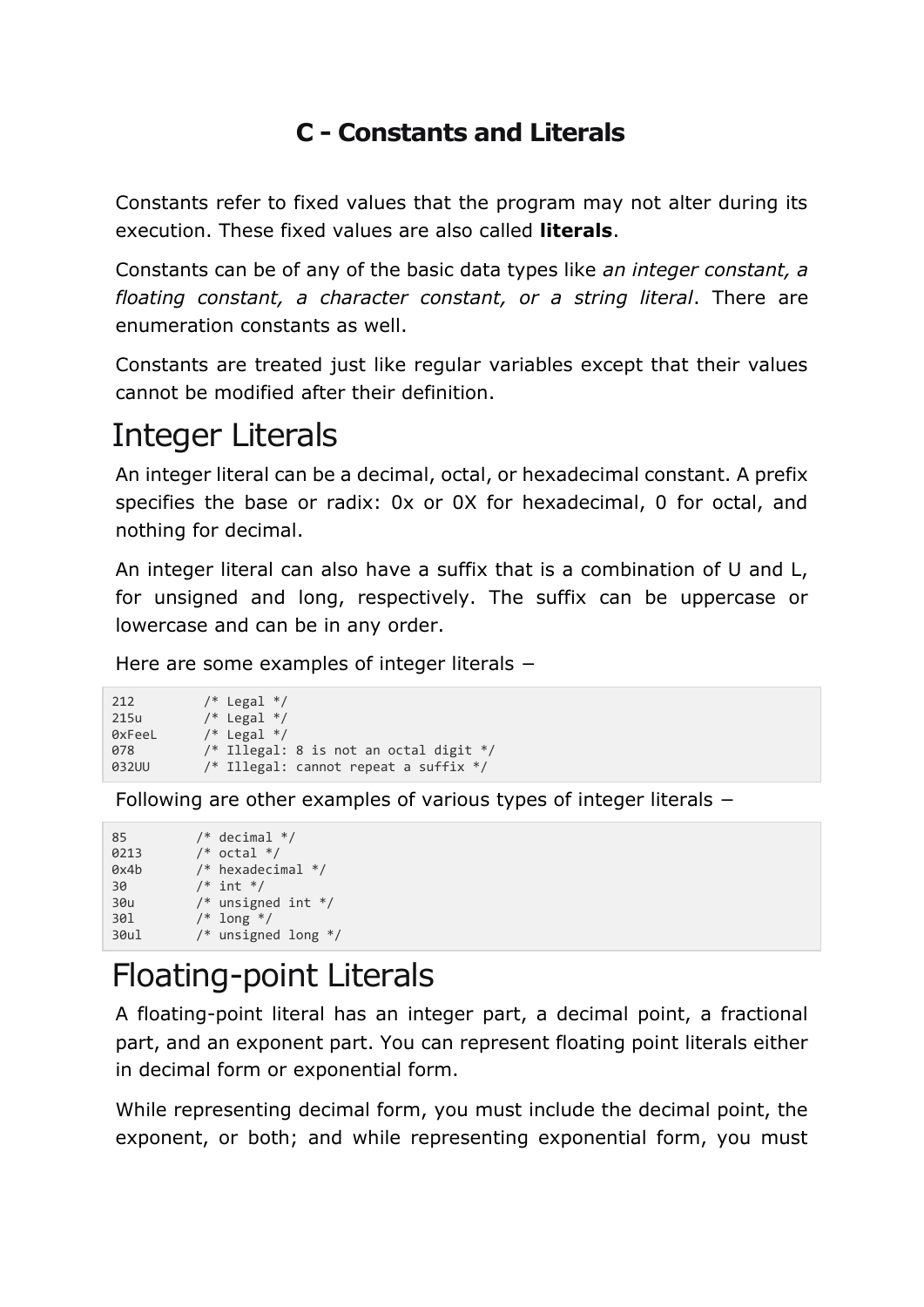# C - Constants and Literals

Constants refer to fixed values that the program may not alter during its execution. These fixed values are also called **literals**.

Constants can be of any of the basic data types like *an integer constant, a floating constant, a character constant, or a string literal*. There are enumeration constants as well.

Constants are treated just like regular variables except that their values cannot be modified after their definition.

## Integer Literals

An integer literal can be a decimal, octal, or hexadecimal constant. A prefix specifies the base or radix: 0x or 0X for hexadecimal, 0 for octal, and nothing for decimal.

An integer literal can also have a suffix that is a combination of U and L, for unsigned and long, respectively. The suffix can be uppercase or lowercase and can be in any order.

Here are some examples of integer literals −

```
212         /* Legal */
215u        /* Legal */
0xFeeL      /* Legal */
078         /* Illegal: 8 is not an octal digit */
032UU       /* Illegal: cannot repeat a suffix */
```

Following are other examples of various types of integer literals −

```
85         /* decimal */
0213       /* octal */
0x4b       /* hexadecimal */
30         /* int */
30u        /* unsigned int */
30l        /* long */
30ul       /* unsigned long */
```

## Floating-point Literals

A floating-point literal has an integer part, a decimal point, a fractional part, and an exponent part. You can represent floating point literals either in decimal form or exponential form.

While representing decimal form, you must include the decimal point, the exponent, or both; and while representing exponential form, you must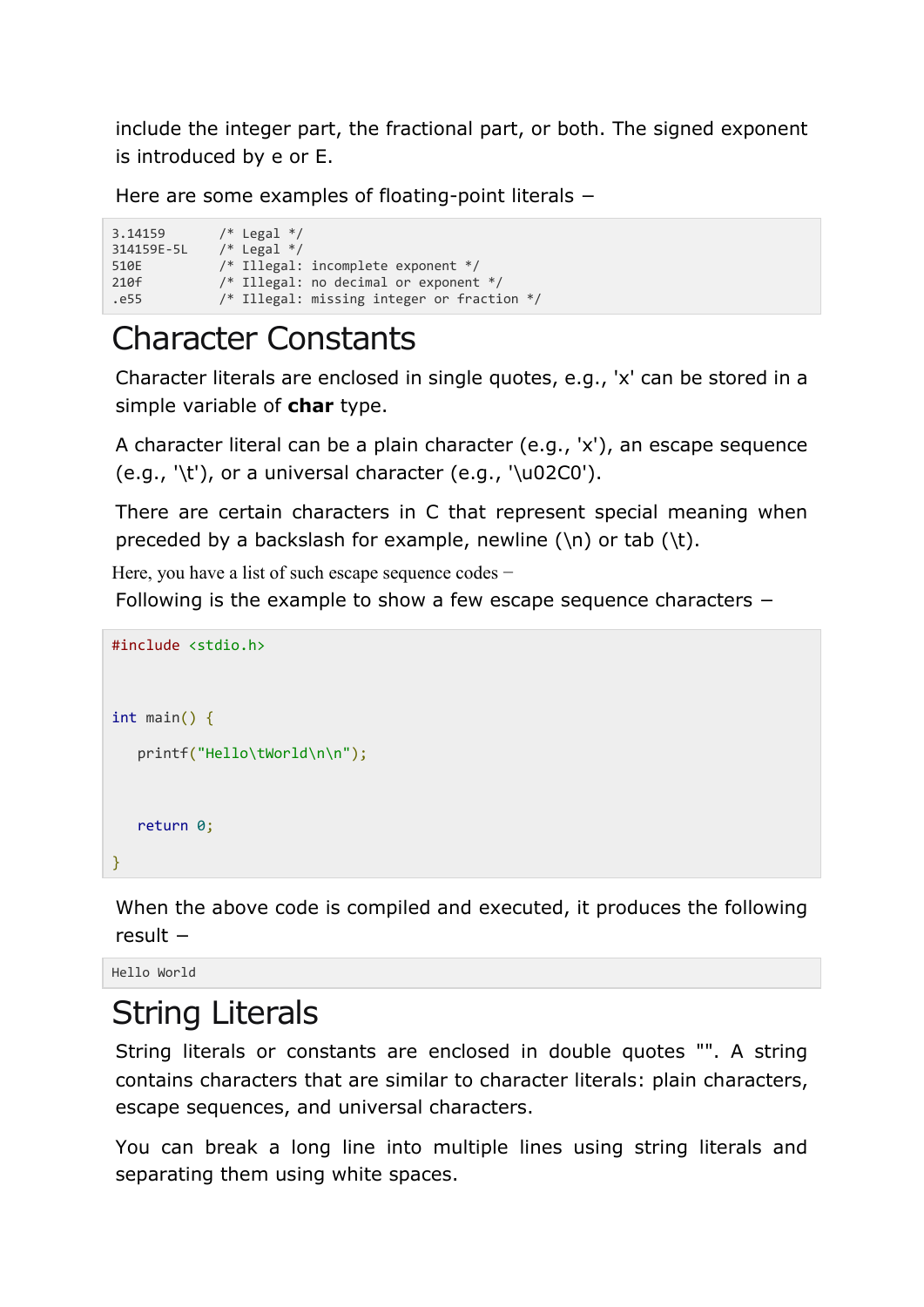include the integer part, the fractional part, or both. The signed exponent is introduced by e or E.

Here are some examples of floating-point literals −

```
3.14159       /* Legal */
314159E-5L    /* Legal */
510E          /* Illegal: incomplete exponent */
210f          /* Illegal: no decimal or exponent */
.e55          /* Illegal: missing integer or fraction */
```

# Character Constants

Character literals are enclosed in single quotes, e.g., 'x' can be stored in a simple variable of **char** type.

A character literal can be a plain character (e.g., 'x'), an escape sequence (e.g., '\t'), or a universal character (e.g., '\u02C0').

There are certain characters in C that represent special meaning when preceded by a backslash for example, newline (\n) or tab (\t).

Here, you have a list of such escape sequence codes −

Following is the example to show a few escape sequence characters −

```c
#include <stdio.h>


int main() {

   printf("Hello\tWorld\n\n");


   return 0;

}
```

When the above code is compiled and executed, it produces the following result −

```
Hello World
```

# String Literals

String literals or constants are enclosed in double quotes "". A string contains characters that are similar to character literals: plain characters, escape sequences, and universal characters.

You can break a long line into multiple lines using string literals and separating them using white spaces.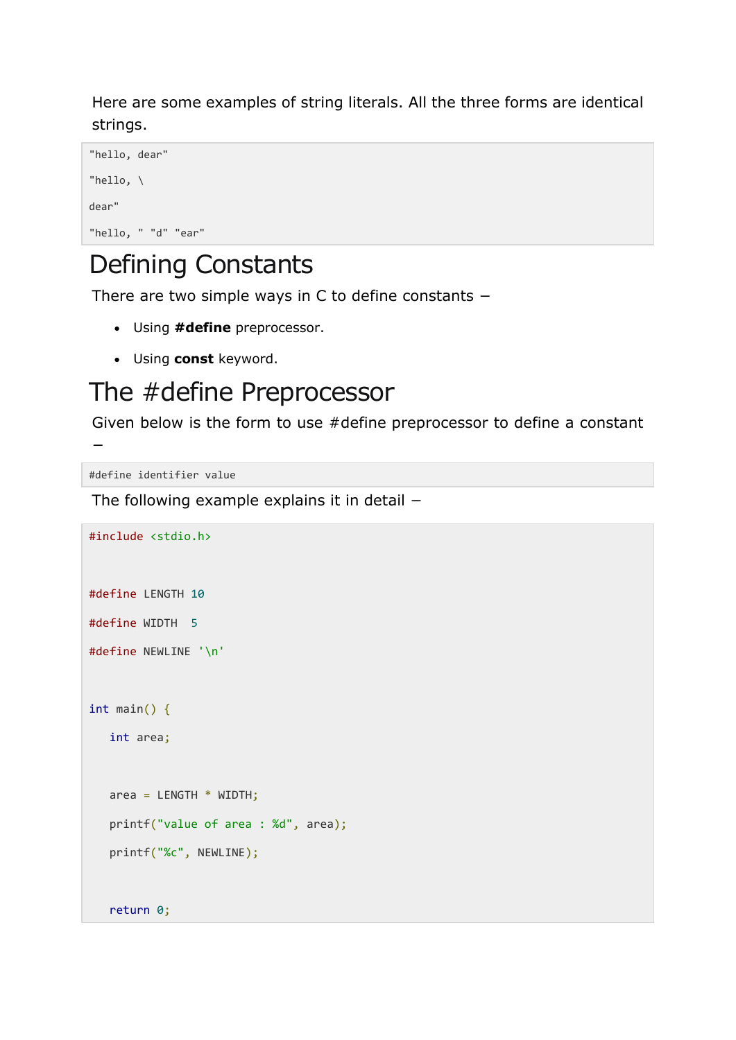Here are some examples of string literals. All the three forms are identical strings.

```
"hello, dear"

"hello, \

dear"

"hello, " "d" "ear"
```

## Defining Constants

There are two simple ways in C to define constants −

- Using **#define** preprocessor.
- Using **const** keyword.

## The #define Preprocessor

Given below is the form to use #define preprocessor to define a constant −

```
#define identifier value
```

The following example explains it in detail −

```
#include <stdio.h>


#define LENGTH 10

#define WIDTH  5

#define NEWLINE '\n'


int main() {

   int area;


   area = LENGTH * WIDTH;

   printf("value of area : %d", area);

   printf("%c", NEWLINE);


   return 0;
```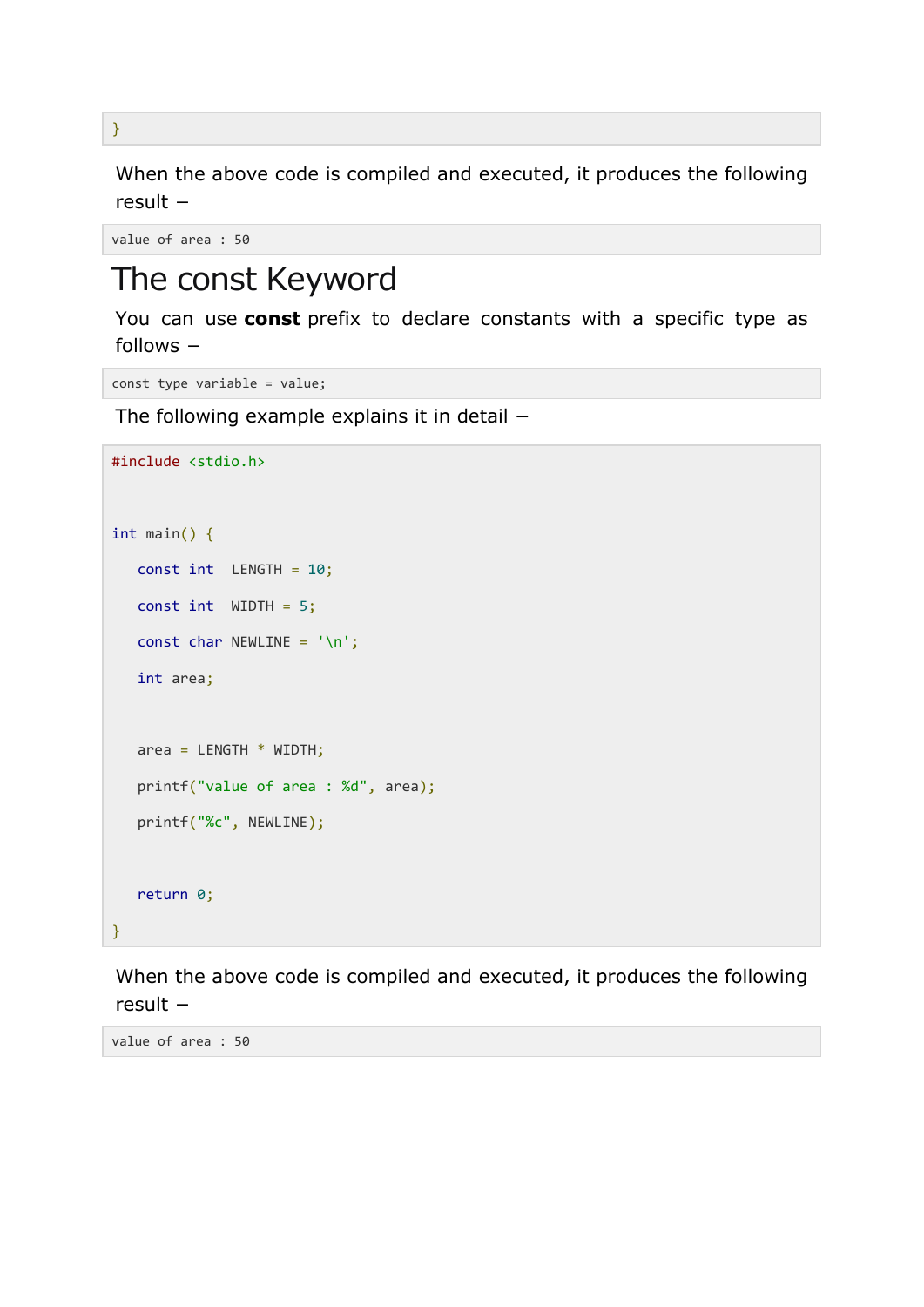```
}
```

When the above code is compiled and executed, it produces the following result −

```
value of area : 50
```

# The const Keyword

You can use **const** prefix to declare constants with a specific type as follows −

```
const type variable = value;
```

The following example explains it in detail −

```
#include <stdio.h>


int main() {

   const int  LENGTH = 10;

   const int  WIDTH = 5;

   const char NEWLINE = '\n';

   int area;


   area = LENGTH * WIDTH;

   printf("value of area : %d", area);

   printf("%c", NEWLINE);


   return 0;

}
```

When the above code is compiled and executed, it produces the following result −

```
value of area : 50
```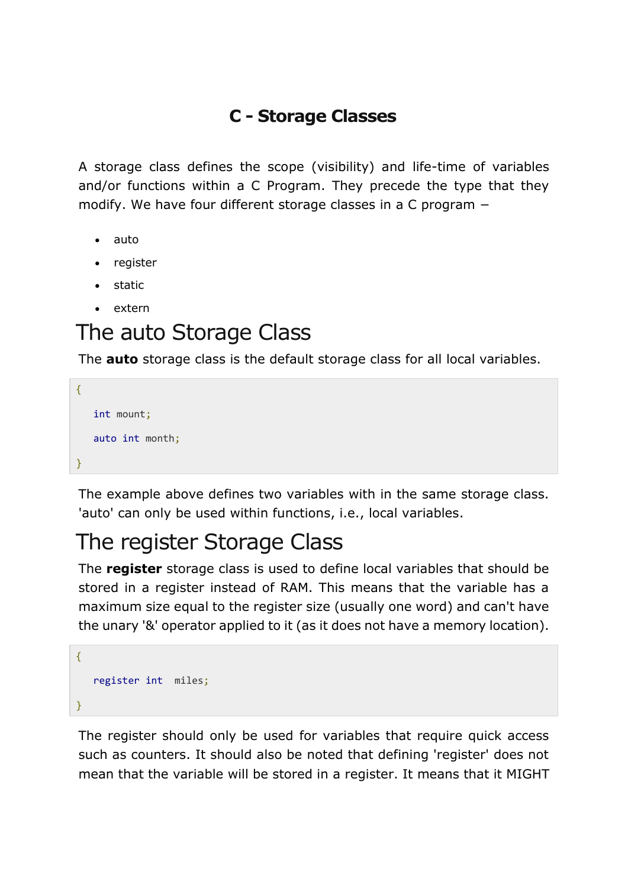# C - Storage Classes

A storage class defines the scope (visibility) and life-time of variables and/or functions within a C Program. They precede the type that they modify. We have four different storage classes in a C program −

- auto
- register
- static
- extern

## The auto Storage Class

The **auto** storage class is the default storage class for all local variables.

```
{
   int mount;
   auto int month;
}
```

The example above defines two variables with in the same storage class. 'auto' can only be used within functions, i.e., local variables.

## The register Storage Class

The **register** storage class is used to define local variables that should be stored in a register instead of RAM. This means that the variable has a maximum size equal to the register size (usually one word) and can't have the unary '&' operator applied to it (as it does not have a memory location).

```
{
   register int  miles;
}
```

The register should only be used for variables that require quick access such as counters. It should also be noted that defining 'register' does not mean that the variable will be stored in a register. It means that it MIGHT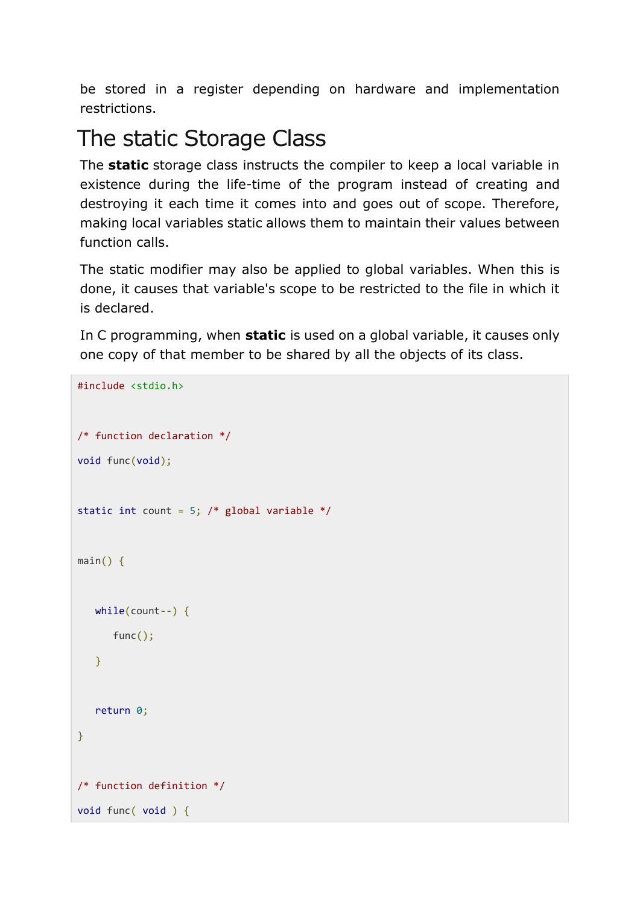be stored in a register depending on hardware and implementation restrictions.

## The static Storage Class

The **static** storage class instructs the compiler to keep a local variable in existence during the life-time of the program instead of creating and destroying it each time it comes into and goes out of scope. Therefore, making local variables static allows them to maintain their values between function calls.

The static modifier may also be applied to global variables. When this is done, it causes that variable's scope to be restricted to the file in which it is declared.

In C programming, when **static** is used on a global variable, it causes only one copy of that member to be shared by all the objects of its class.

```
#include <stdio.h>


/* function declaration */

void func(void);


static int count = 5; /* global variable */


main() {


   while(count--) {

      func();

   }


   return 0;

}


/* function definition */

void func( void ) {
```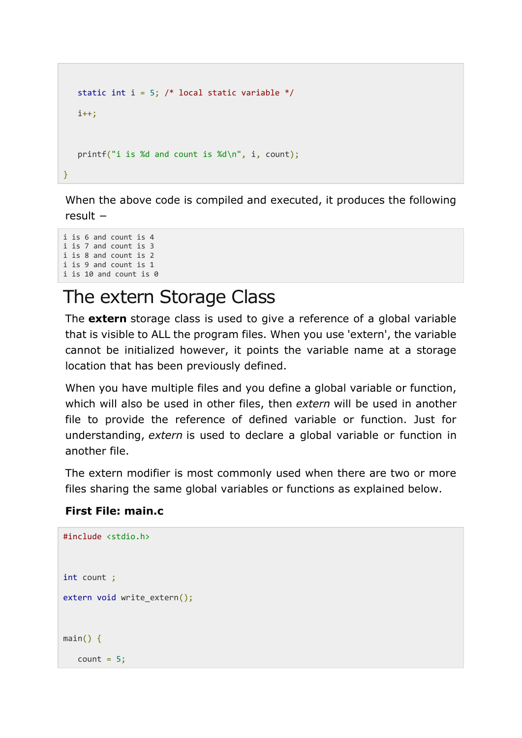```
   static int i = 5; /* local static variable */

   i++;


   printf("i is %d and count is %d\n", i, count);
}
```

When the above code is compiled and executed, it produces the following result −

```
i is 6 and count is 4
i is 7 and count is 3
i is 8 and count is 2
i is 9 and count is 1
i is 10 and count is 0
```

# The extern Storage Class

The **extern** storage class is used to give a reference of a global variable that is visible to ALL the program files. When you use 'extern', the variable cannot be initialized however, it points the variable name at a storage location that has been previously defined.

When you have multiple files and you define a global variable or function, which will also be used in other files, then *extern* will be used in another file to provide the reference of defined variable or function. Just for understanding, *extern* is used to declare a global variable or function in another file.

The extern modifier is most commonly used when there are two or more files sharing the same global variables or functions as explained below.

**First File: main.c**

```
#include <stdio.h>


int count ;

extern void write_extern();


main() {

   count = 5;
```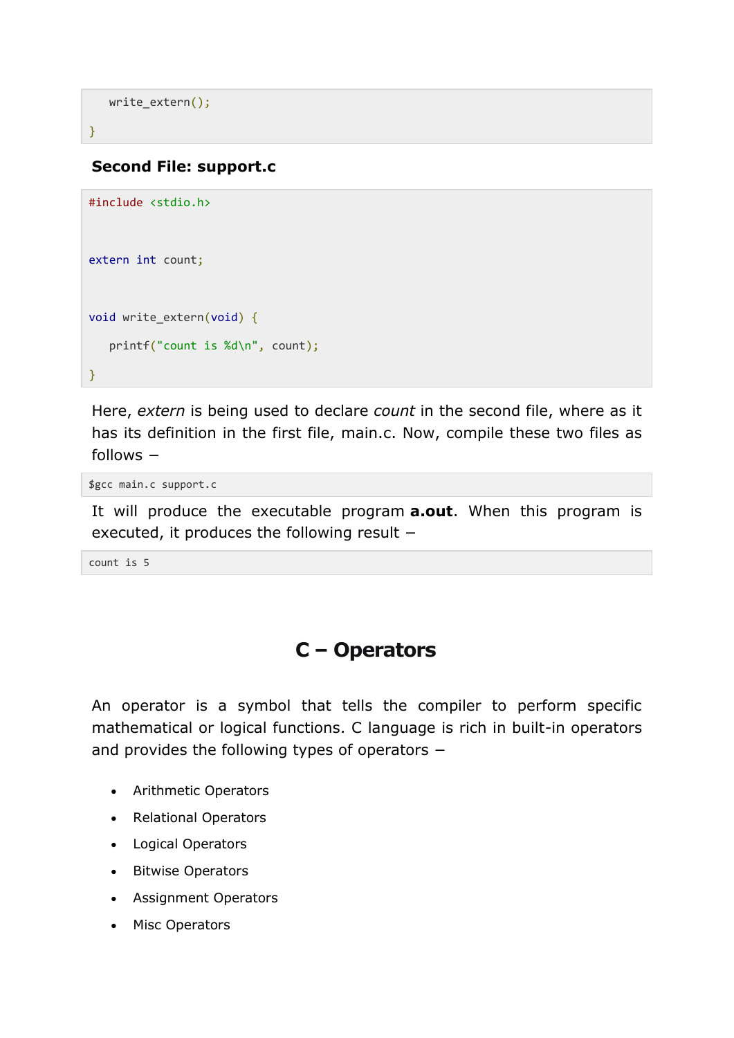```
   write_extern();
}
```

**Second File: support.c**

```
#include <stdio.h>


extern int count;


void write_extern(void) {
   printf("count is %d\n", count);
}
```

Here, *extern* is being used to declare *count* in the second file, where as it has its definition in the first file, main.c. Now, compile these two files as follows –

```
$gcc main.c support.c
```

It will produce the executable program **a.out**. When this program is executed, it produces the following result –

```
count is 5
```

# C – Operators

An operator is a symbol that tells the compiler to perform specific mathematical or logical functions. C language is rich in built-in operators and provides the following types of operators –

- Arithmetic Operators
- Relational Operators
- Logical Operators
- Bitwise Operators
- Assignment Operators
- Misc Operators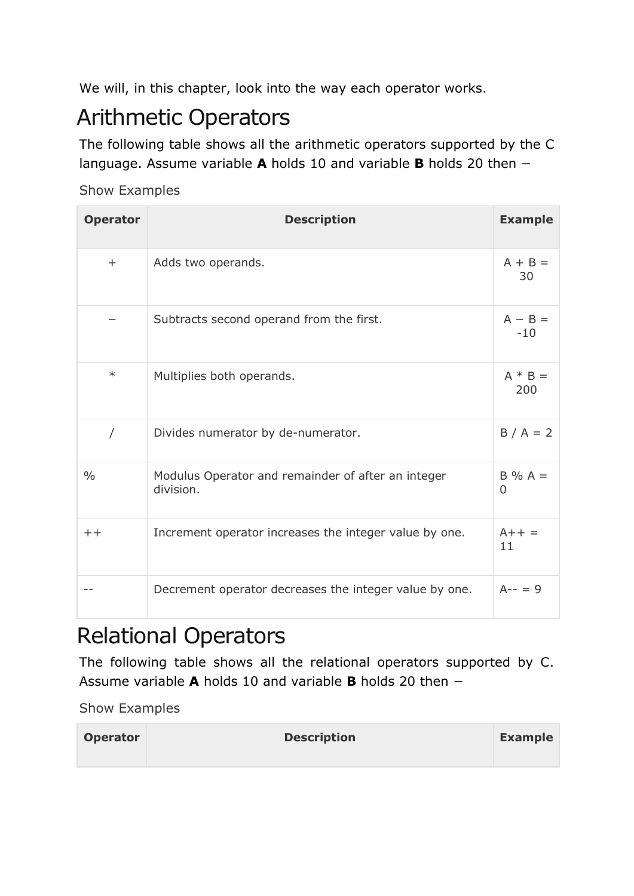We will, in this chapter, look into the way each operator works.

# Arithmetic Operators

The following table shows all the arithmetic operators supported by the C language. Assume variable **A** holds 10 and variable **B** holds 20 then −

Show Examples

| Operator | Description | Example |
|---|---|---|
| + | Adds two operands. | A + B = 30 |
| − | Subtracts second operand from the first. | A − B = -10 |
| * | Multiplies both operands. | A * B = 200 |
| / | Divides numerator by de-numerator. | B / A = 2 |
| % | Modulus Operator and remainder of after an integer division. | B % A = 0 |
| ++ | Increment operator increases the integer value by one. | A++ = 11 |
| -- | Decrement operator decreases the integer value by one. | A-- = 9 |

# Relational Operators

The following table shows all the relational operators supported by C. Assume variable **A** holds 10 and variable **B** holds 20 then −

Show Examples

| Operator | Description | Example |
|---|---|---|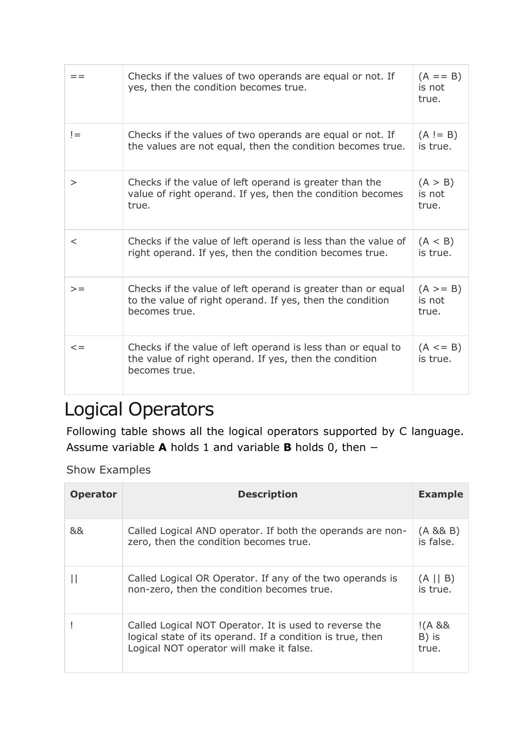| | | |
|---|---|---|
| == | Checks if the values of two operands are equal or not. If yes, then the condition becomes true. | (A == B) is not true. |
| != | Checks if the values of two operands are equal or not. If the values are not equal, then the condition becomes true. | (A != B) is true. |
| > | Checks if the value of left operand is greater than the value of right operand. If yes, then the condition becomes true. | (A > B) is not true. |
| < | Checks if the value of left operand is less than the value of right operand. If yes, then the condition becomes true. | (A < B) is true. |
| >= | Checks if the value of left operand is greater than or equal to the value of right operand. If yes, then the condition becomes true. | (A >= B) is not true. |
| <= | Checks if the value of left operand is less than or equal to the value of right operand. If yes, then the condition becomes true. | (A <= B) is true. |

# Logical Operators

Following table shows all the logical operators supported by C language. Assume variable **A** holds 1 and variable **B** holds 0, then −

Show Examples

| Operator | Description | Example |
|---|---|---|
| && | Called Logical AND operator. If both the operands are non-zero, then the condition becomes true. | (A && B) is false. |
| \|\| | Called Logical OR Operator. If any of the two operands is non-zero, then the condition becomes true. | (A \|\| B) is true. |
| ! | Called Logical NOT Operator. It is used to reverse the logical state of its operand. If a condition is true, then Logical NOT operator will make it false. | !(A && B) is true. |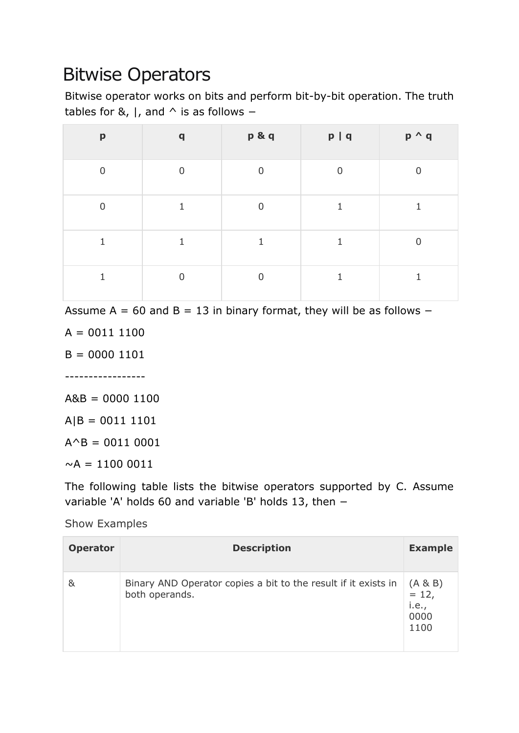# Bitwise Operators

Bitwise operator works on bits and perform bit-by-bit operation. The truth tables for &, |, and ^ is as follows −

| p | q | p & q | p \| q | p ^ q |
|---|---|---|---|---|
| 0 | 0 | 0 | 0 | 0 |
| 0 | 1 | 0 | 1 | 1 |
| 1 | 1 | 1 | 1 | 0 |
| 1 | 0 | 0 | 1 | 1 |

Assume A = 60 and B = 13 in binary format, they will be as follows −

A = 0011 1100

B = 0000 1101

-----------------

A&B = 0000 1100

A|B = 0011 1101

A^B = 0011 0001

~A = 1100 0011

The following table lists the bitwise operators supported by C. Assume variable 'A' holds 60 and variable 'B' holds 13, then −

Show Examples

| Operator | Description | Example |
|---|---|---|
| & | Binary AND Operator copies a bit to the result if it exists in both operands. | (A & B) = 12, i.e., 0000 1100 |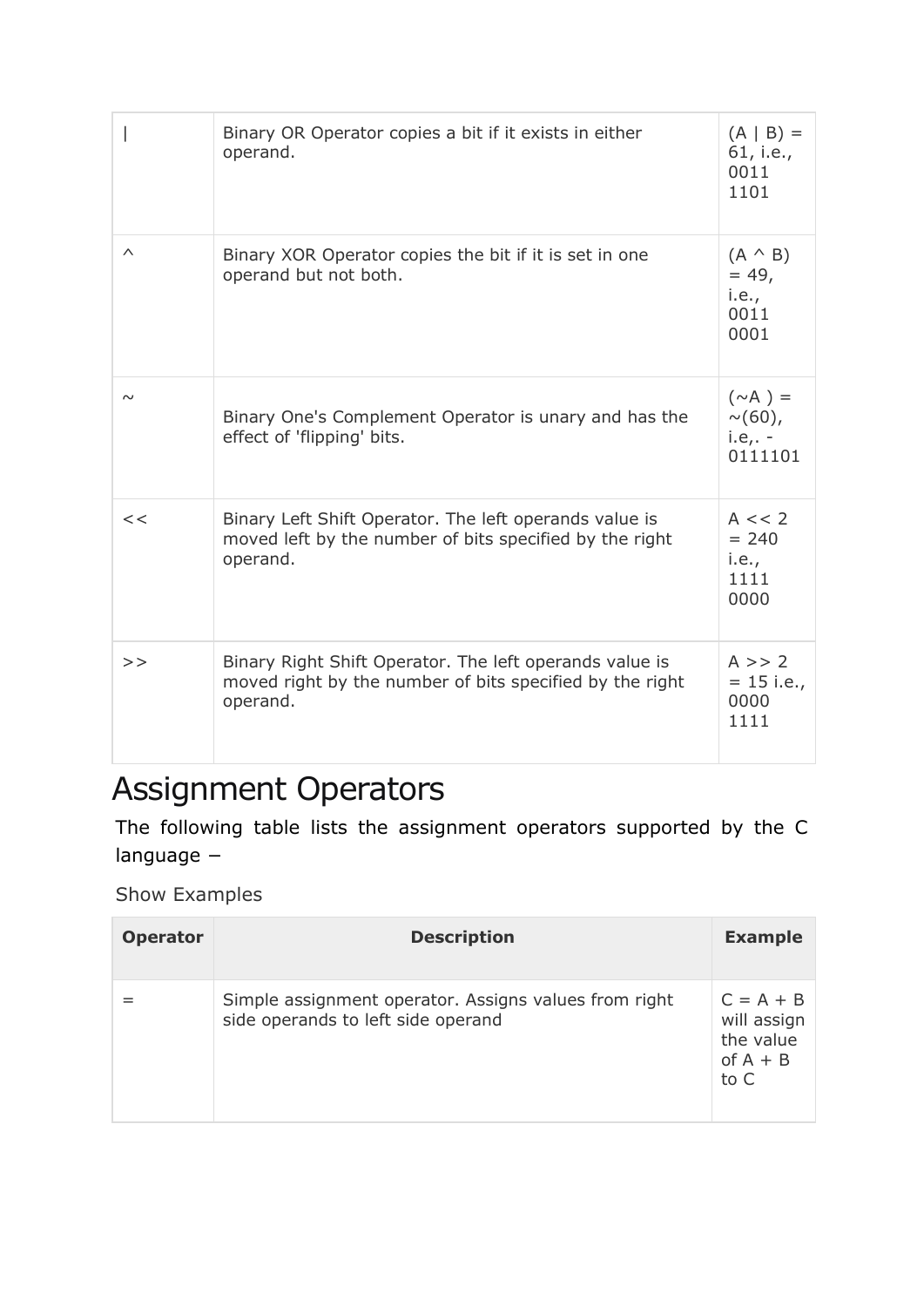| | | |
|---|---|---|
| \| | Binary OR Operator copies a bit if it exists in either operand. | (A \| B) = 61, i.e., 0011 1101 |
| ^ | Binary XOR Operator copies the bit if it is set in one operand but not both. | (A ^ B) = 49, i.e., 0011 0001 |
| ~ | Binary One's Complement Operator is unary and has the effect of 'flipping' bits. | (~A ) = ~(60), i.e,. -0111101 |
| << | Binary Left Shift Operator. The left operands value is moved left by the number of bits specified by the right operand. | A << 2 = 240 i.e., 1111 0000 |
| >> | Binary Right Shift Operator. The left operands value is moved right by the number of bits specified by the right operand. | A >> 2 = 15 i.e., 0000 1111 |

# Assignment Operators

The following table lists the assignment operators supported by the C language −

Show Examples

| Operator | Description | Example |
|---|---|---|
| = | Simple assignment operator. Assigns values from right side operands to left side operand | C = A + B will assign the value of A + B to C |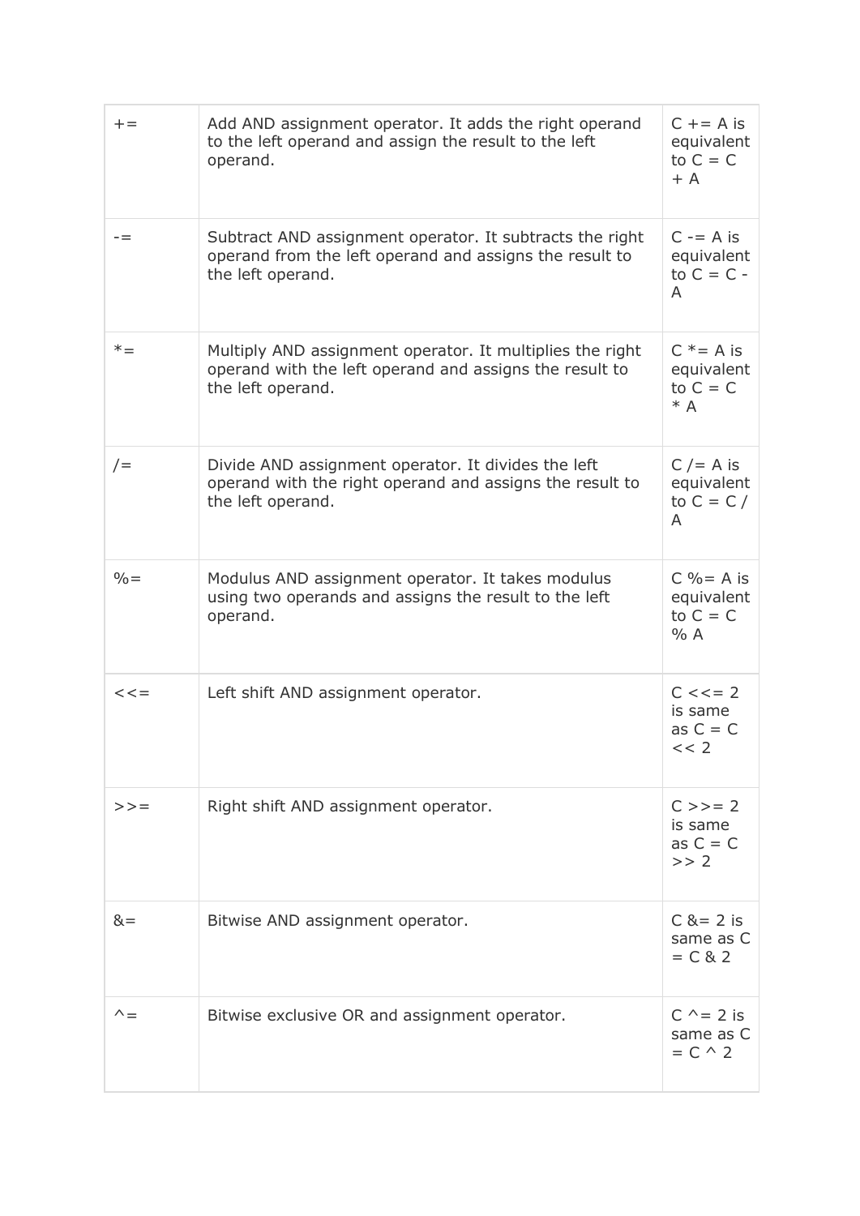| | | |
|---|---|---|
| += | Add AND assignment operator. It adds the right operand to the left operand and assign the result to the left operand. | C += A is equivalent to C = C + A |
| -= | Subtract AND assignment operator. It subtracts the right operand from the left operand and assigns the result to the left operand. | C -= A is equivalent to C = C - A |
| *= | Multiply AND assignment operator. It multiplies the right operand with the left operand and assigns the result to the left operand. | C *= A is equivalent to C = C * A |
| /= | Divide AND assignment operator. It divides the left operand with the right operand and assigns the result to the left operand. | C /= A is equivalent to C = C / A |
| %= | Modulus AND assignment operator. It takes modulus using two operands and assigns the result to the left operand. | C %= A is equivalent to C = C % A |
| <<= | Left shift AND assignment operator. | C <<= 2 is same as C = C << 2 |
| >>= | Right shift AND assignment operator. | C >>= 2 is same as C = C >> 2 |
| &= | Bitwise AND assignment operator. | C &= 2 is same as C = C & 2 |
| ^= | Bitwise exclusive OR and assignment operator. | C ^= 2 is same as C = C ^ 2 |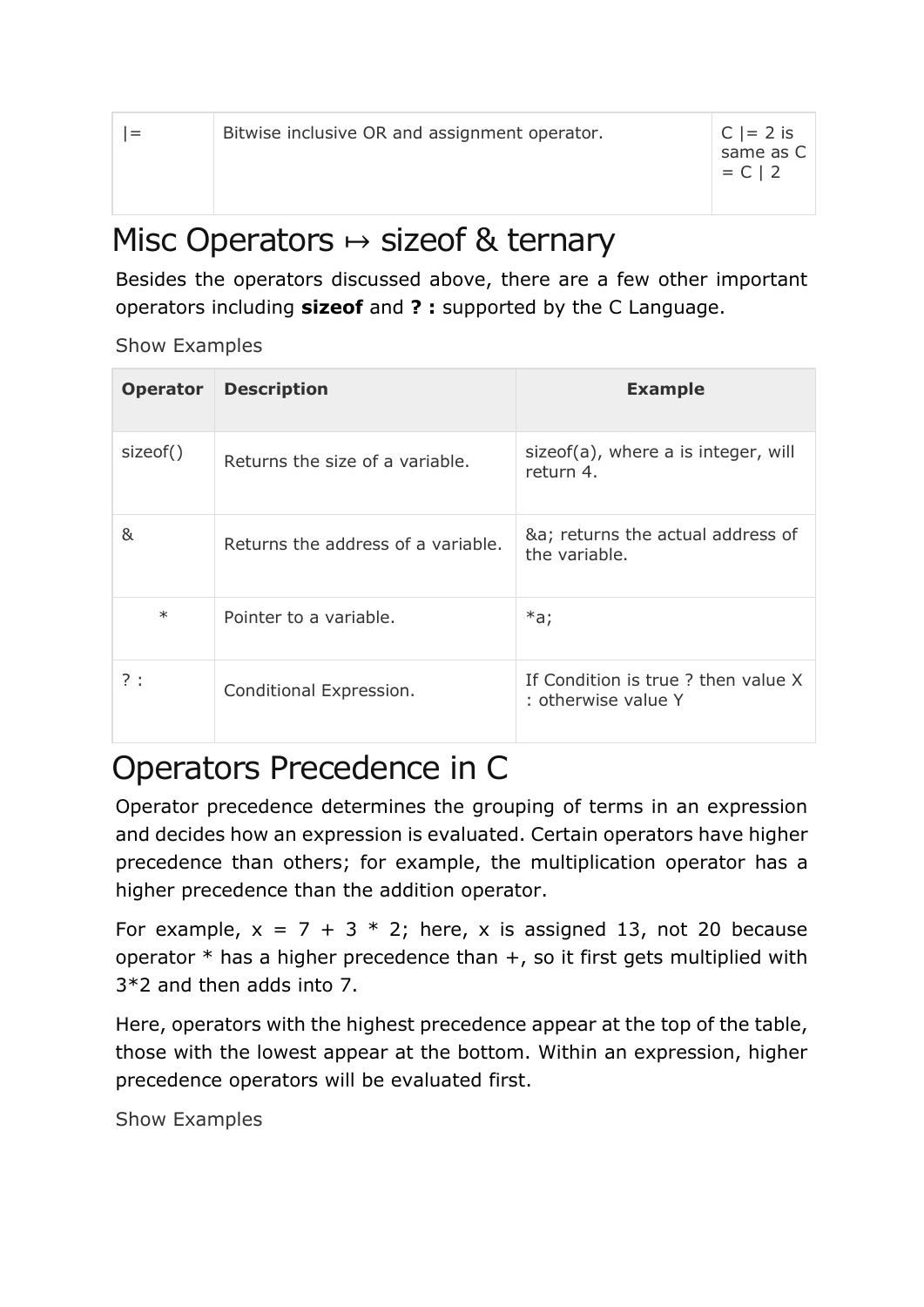| \|= | Bitwise inclusive OR and assignment operator. | C \|= 2 is same as C = C \| 2 |
|---|---|---|

# Misc Operators ↦ sizeof & ternary

Besides the operators discussed above, there are a few other important operators including **sizeof** and **? :** supported by the C Language.

Show Examples

| Operator | Description | Example |
|---|---|---|
| sizeof() | Returns the size of a variable. | sizeof(a), where a is integer, will return 4. |
| & | Returns the address of a variable. | &a; returns the actual address of the variable. |
| * | Pointer to a variable. | *a; |
| ? : | Conditional Expression. | If Condition is true ? then value X : otherwise value Y |

# Operators Precedence in C

Operator precedence determines the grouping of terms in an expression and decides how an expression is evaluated. Certain operators have higher precedence than others; for example, the multiplication operator has a higher precedence than the addition operator.

For example, x = 7 + 3 * 2; here, x is assigned 13, not 20 because operator * has a higher precedence than +, so it first gets multiplied with 3*2 and then adds into 7.

Here, operators with the highest precedence appear at the top of the table, those with the lowest appear at the bottom. Within an expression, higher precedence operators will be evaluated first.

Show Examples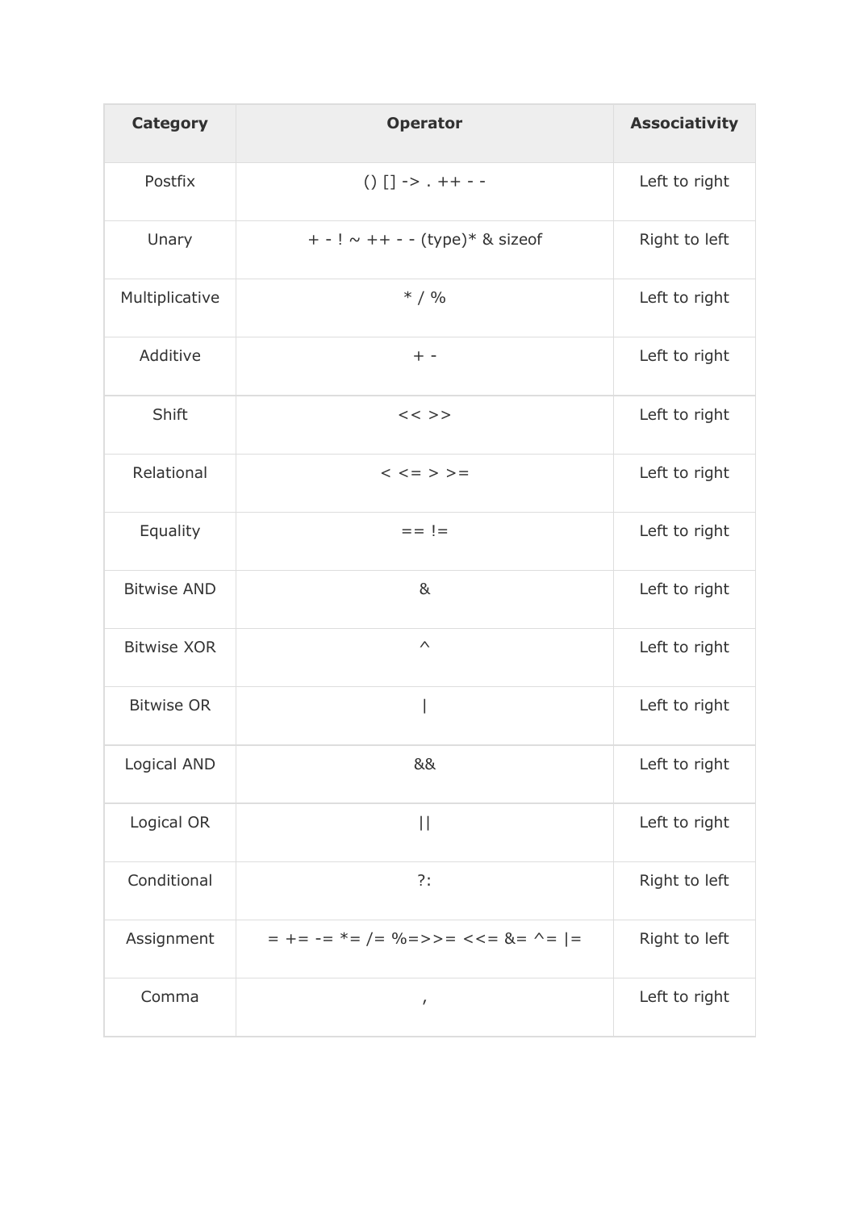| Category | Operator | Associativity |
| --- | --- | --- |
| Postfix | () [] -> . ++ - - | Left to right |
| Unary | + - ! ~ ++ - - (type)* & sizeof | Right to left |
| Multiplicative | * / % | Left to right |
| Additive | + - | Left to right |
| Shift | << >> | Left to right |
| Relational | < <= > >= | Left to right |
| Equality | == != | Left to right |
| Bitwise AND | & | Left to right |
| Bitwise XOR | ^ | Left to right |
| Bitwise OR | \| | Left to right |
| Logical AND | && | Left to right |
| Logical OR | \|\| | Left to right |
| Conditional | ?: | Right to left |
| Assignment | = += -= *= /= %=>>= <<= &= ^= \|= | Right to left |
| Comma | , | Left to right |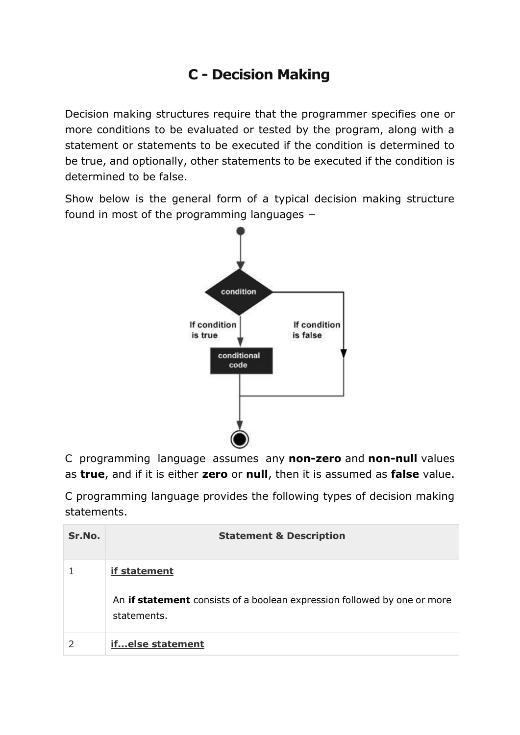# C - Decision Making

Decision making structures require that the programmer specifies one or more conditions to be evaluated or tested by the program, along with a statement or statements to be executed if the condition is determined to be true, and optionally, other statements to be executed if the condition is determined to be false.

Show below is the general form of a typical decision making structure found in most of the programming languages −

C programming language assumes any **non-zero** and **non-null** values as **true**, and if it is either **zero** or **null**, then it is assumed as **false** value.

C programming language provides the following types of decision making statements.

| Sr.No. | Statement & Description |
|---|---|
| 1 | **if statement**<br><br>An **if statement** consists of a boolean expression followed by one or more statements. |
| 2 | **if...else statement** |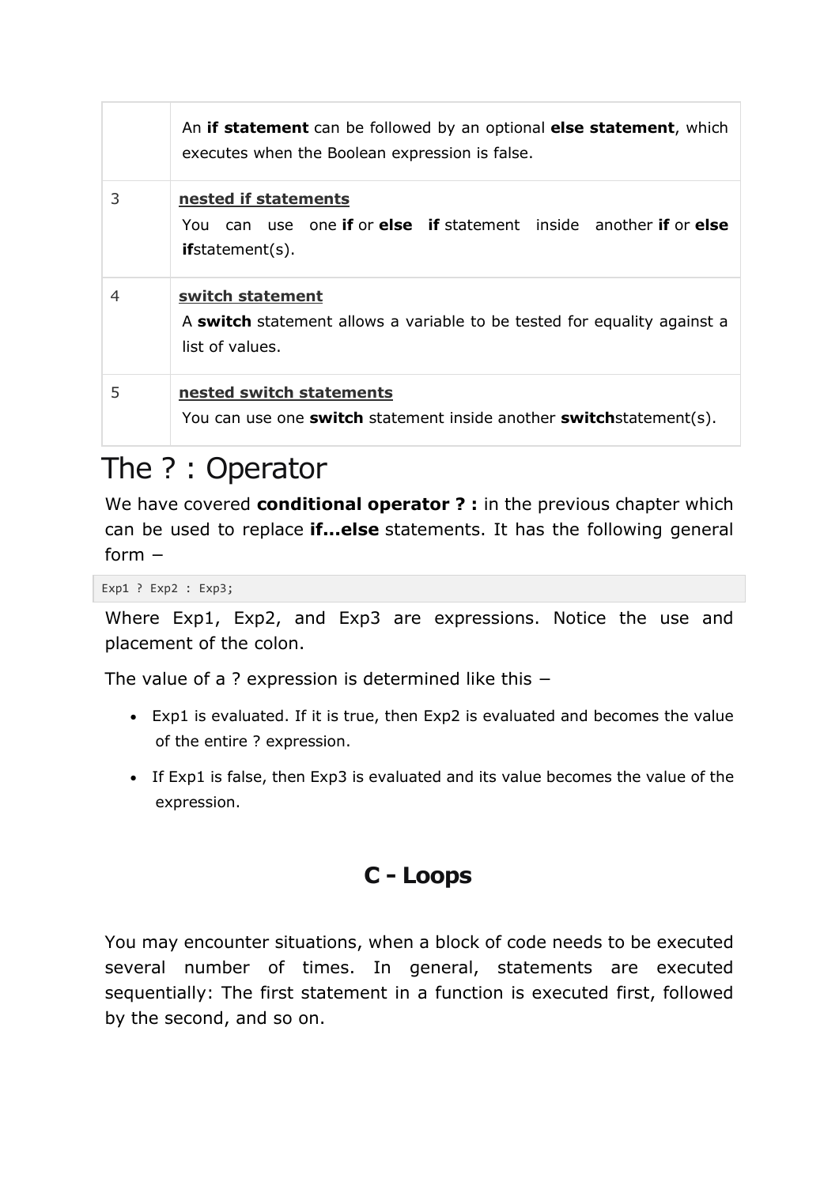|   |   |
|---|---|
|   | An **if statement** can be followed by an optional **else statement**, which executes when the Boolean expression is false. |
| 3 | **nested if statements**<br>You can use one **if** or **else if** statement inside another **if** or **else if**statement(s). |
| 4 | **switch statement**<br>A **switch** statement allows a variable to be tested for equality against a list of values. |
| 5 | **nested switch statements**<br>You can use one **switch** statement inside another **switch**statement(s). |

# The ? : Operator

We have covered **conditional operator ? :** in the previous chapter which can be used to replace **if...else** statements. It has the following general form −

```
Exp1 ? Exp2 : Exp3;
```

Where Exp1, Exp2, and Exp3 are expressions. Notice the use and placement of the colon.

The value of a ? expression is determined like this −

- Exp1 is evaluated. If it is true, then Exp2 is evaluated and becomes the value of the entire ? expression.
- If Exp1 is false, then Exp3 is evaluated and its value becomes the value of the expression.

## C - Loops

You may encounter situations, when a block of code needs to be executed several number of times. In general, statements are executed sequentially: The first statement in a function is executed first, followed by the second, and so on.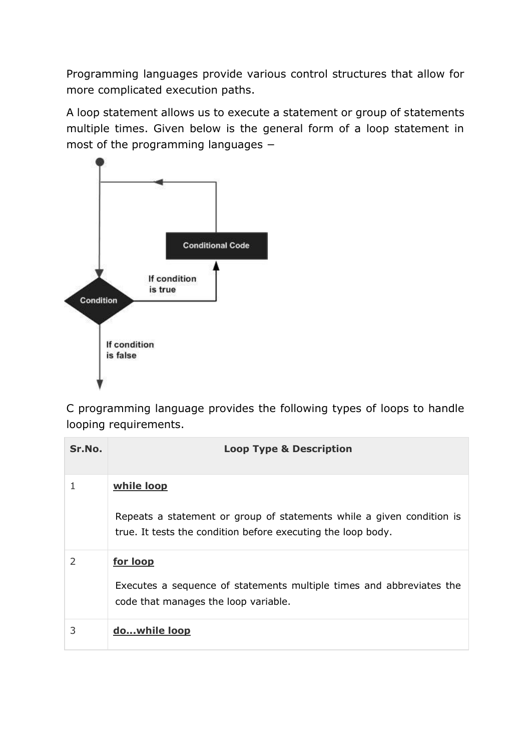Programming languages provide various control structures that allow for more complicated execution paths.

A loop statement allows us to execute a statement or group of statements multiple times. Given below is the general form of a loop statement in most of the programming languages −

C programming language provides the following types of loops to handle looping requirements.

| Sr.No. | Loop Type & Description |
|---|---|
| 1 | **while loop**<br><br>Repeats a statement or group of statements while a given condition is true. It tests the condition before executing the loop body. |
| 2 | **for loop**<br><br>Executes a sequence of statements multiple times and abbreviates the code that manages the loop variable. |
| 3 | **do...while loop** |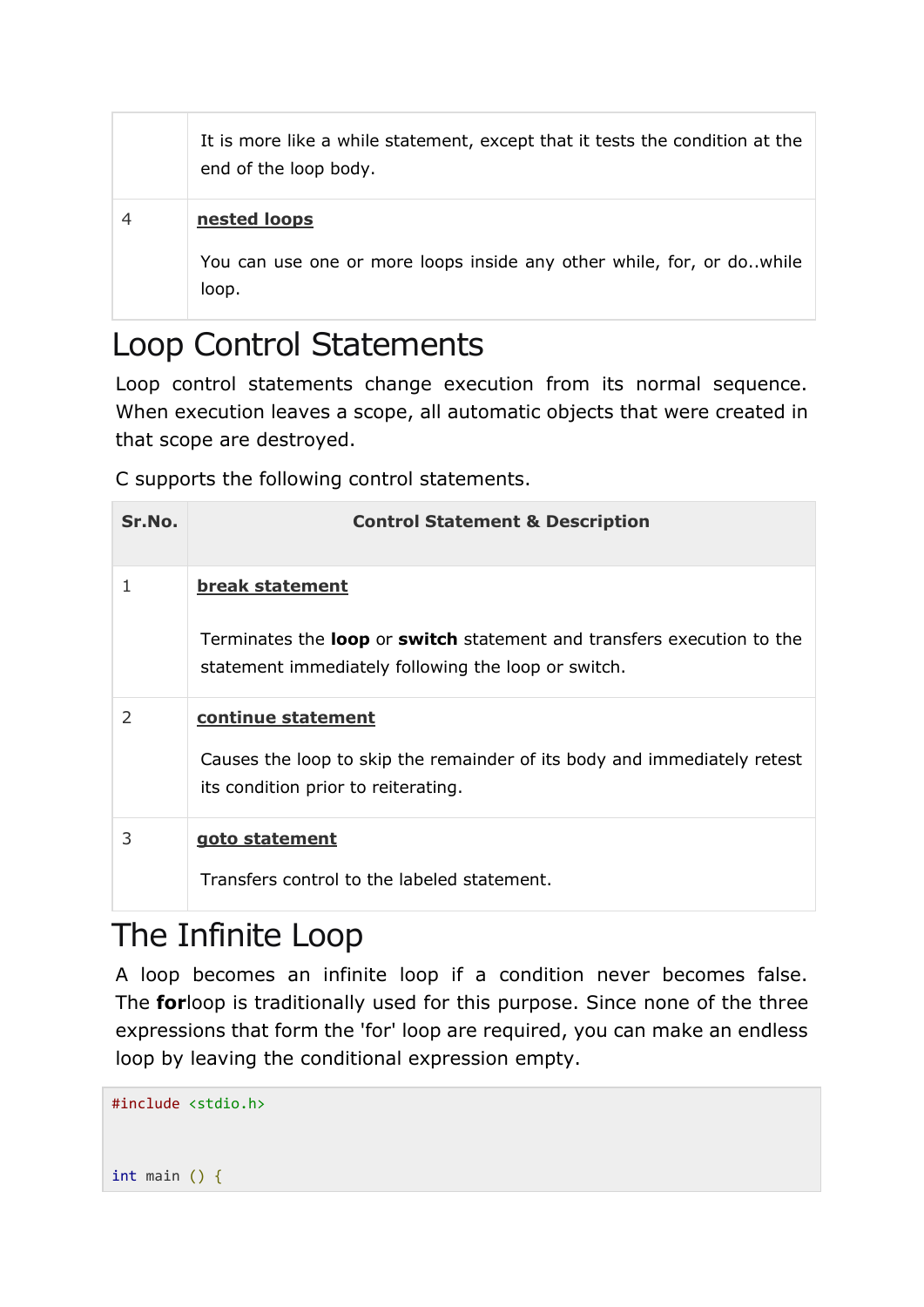| | |
|---|---|
| | It is more like a while statement, except that it tests the condition at the end of the loop body. |
| 4 | **nested loops**<br><br>You can use one or more loops inside any other while, for, or do..while loop. |

# Loop Control Statements

Loop control statements change execution from its normal sequence. When execution leaves a scope, all automatic objects that were created in that scope are destroyed.

C supports the following control statements.

| Sr.No. | Control Statement & Description |
|---|---|
| 1 | **break statement**<br><br>Terminates the **loop** or **switch** statement and transfers execution to the statement immediately following the loop or switch. |
| 2 | **continue statement**<br><br>Causes the loop to skip the remainder of its body and immediately retest its condition prior to reiterating. |
| 3 | **goto statement**<br><br>Transfers control to the labeled statement. |

# The Infinite Loop

A loop becomes an infinite loop if a condition never becomes false. The **for**loop is traditionally used for this purpose. Since none of the three expressions that form the 'for' loop are required, you can make an endless loop by leaving the conditional expression empty.

```
#include <stdio.h>


int main () {
```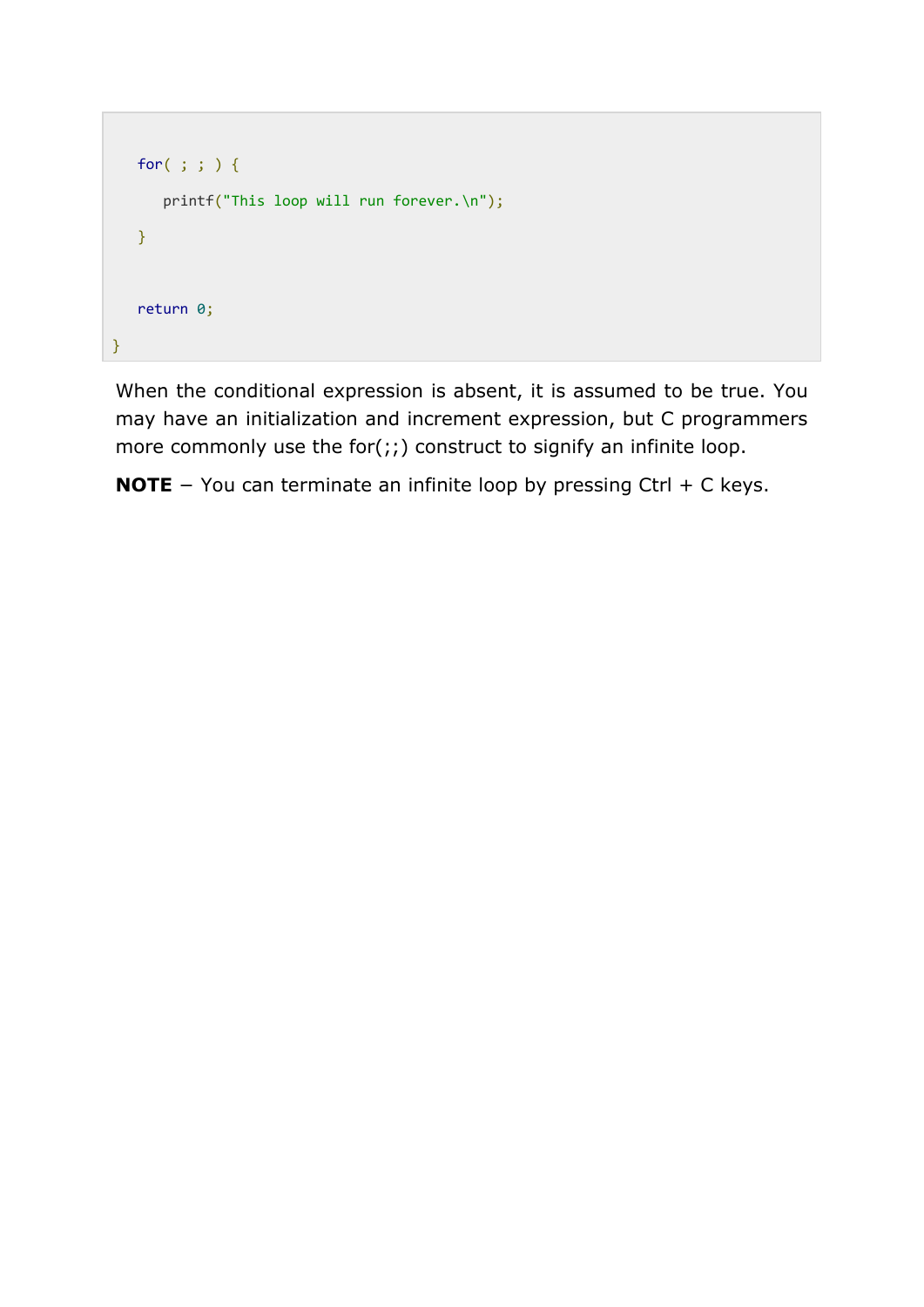```
   for( ; ; ) {
      printf("This loop will run forever.\n");
   }

   return 0;
}
```

When the conditional expression is absent, it is assumed to be true. You may have an initialization and increment expression, but C programmers more commonly use the for(;;) construct to signify an infinite loop.

**NOTE** − You can terminate an infinite loop by pressing Ctrl + C keys.